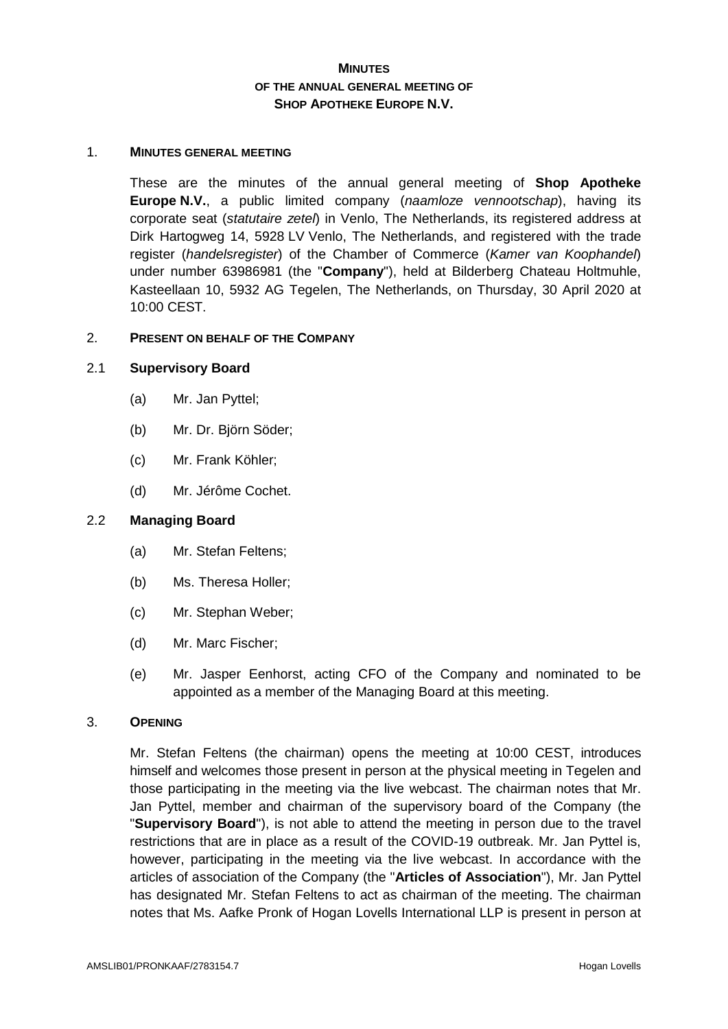# MINUTES
## OF THE ANNUAL GENERAL MEETING OF
## SHOP APOTHEKE EUROPE N.V.

### 1. MINUTES GENERAL MEETING

These are the minutes of the annual general meeting of **Shop Apotheke Europe N.V.**, a public limited company (*naamloze vennootschap*), having its corporate seat (*statutaire zetel*) in Venlo, The Netherlands, its registered address at Dirk Hartogweg 14, 5928 LV Venlo, The Netherlands, and registered with the trade register (*handelsregister*) of the Chamber of Commerce (*Kamer van Koophandel*) under number 63986981 (the "**Company**"), held at Bilderberg Chateau Holtmuhle, Kasteellaan 10, 5932 AG Tegelen, The Netherlands, on Thursday, 30 April 2020 at 10:00 CEST.

### 2. PRESENT ON BEHALF OF THE COMPANY

#### 2.1 Supervisory Board

(a) Mr. Jan Pyttel;

(b) Mr. Dr. Björn Söder;

(c) Mr. Frank Köhler;

(d) Mr. Jérôme Cochet.

#### 2.2 Managing Board

(a) Mr. Stefan Feltens;

(b) Ms. Theresa Holler;

(c) Mr. Stephan Weber;

(d) Mr. Marc Fischer;

(e) Mr. Jasper Eenhorst, acting CFO of the Company and nominated to be appointed as a member of the Managing Board at this meeting.

### 3. OPENING

Mr. Stefan Feltens (the chairman) opens the meeting at 10:00 CEST, introduces himself and welcomes those present in person at the physical meeting in Tegelen and those participating in the meeting via the live webcast. The chairman notes that Mr. Jan Pyttel, member and chairman of the supervisory board of the Company (the "**Supervisory Board**"), is not able to attend the meeting in person due to the travel restrictions that are in place as a result of the COVID-19 outbreak. Mr. Jan Pyttel is, however, participating in the meeting via the live webcast. In accordance with the articles of association of the Company (the "**Articles of Association**"), Mr. Jan Pyttel has designated Mr. Stefan Feltens to act as chairman of the meeting. The chairman notes that Ms. Aafke Pronk of Hogan Lovells International LLP is present in person at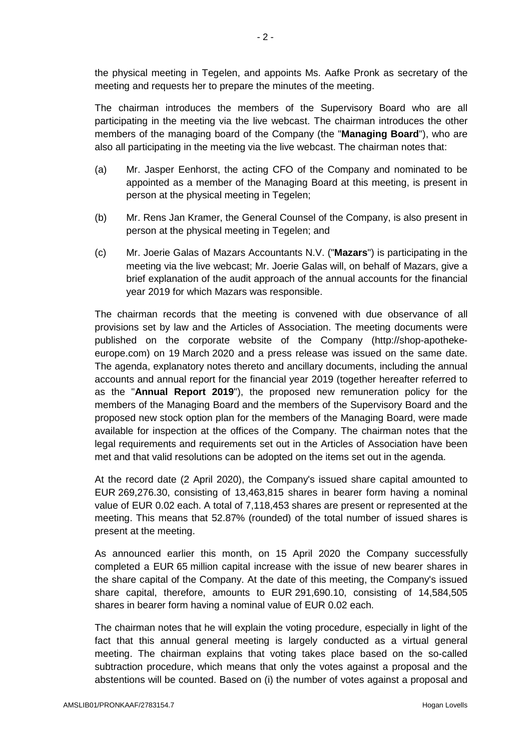the physical meeting in Tegelen, and appoints Ms. Aafke Pronk as secretary of the meeting and requests her to prepare the minutes of the meeting.

The chairman introduces the members of the Supervisory Board who are all participating in the meeting via the live webcast. The chairman introduces the other members of the managing board of the Company (the "**Managing Board**"), who are also all participating in the meeting via the live webcast. The chairman notes that:

(a) Mr. Jasper Eenhorst, the acting CFO of the Company and nominated to be appointed as a member of the Managing Board at this meeting, is present in person at the physical meeting in Tegelen;

(b) Mr. Rens Jan Kramer, the General Counsel of the Company, is also present in person at the physical meeting in Tegelen; and

(c) Mr. Joerie Galas of Mazars Accountants N.V. ("**Mazars**") is participating in the meeting via the live webcast; Mr. Joerie Galas will, on behalf of Mazars, give a brief explanation of the audit approach of the annual accounts for the financial year 2019 for which Mazars was responsible.

The chairman records that the meeting is convened with due observance of all provisions set by law and the Articles of Association. The meeting documents were published on the corporate website of the Company (http://shop-apotheke-europe.com) on 19 March 2020 and a press release was issued on the same date. The agenda, explanatory notes thereto and ancillary documents, including the annual accounts and annual report for the financial year 2019 (together hereafter referred to as the "**Annual Report 2019**"), the proposed new remuneration policy for the members of the Managing Board and the members of the Supervisory Board and the proposed new stock option plan for the members of the Managing Board, were made available for inspection at the offices of the Company. The chairman notes that the legal requirements and requirements set out in the Articles of Association have been met and that valid resolutions can be adopted on the items set out in the agenda.

At the record date (2 April 2020), the Company's issued share capital amounted to EUR 269,276.30, consisting of 13,463,815 shares in bearer form having a nominal value of EUR 0.02 each. A total of 7,118,453 shares are present or represented at the meeting. This means that 52.87% (rounded) of the total number of issued shares is present at the meeting.

As announced earlier this month, on 15 April 2020 the Company successfully completed a EUR 65 million capital increase with the issue of new bearer shares in the share capital of the Company. At the date of this meeting, the Company's issued share capital, therefore, amounts to EUR 291,690.10, consisting of 14,584,505 shares in bearer form having a nominal value of EUR 0.02 each.

The chairman notes that he will explain the voting procedure, especially in light of the fact that this annual general meeting is largely conducted as a virtual general meeting. The chairman explains that voting takes place based on the so-called subtraction procedure, which means that only the votes against a proposal and the abstentions will be counted. Based on (i) the number of votes against a proposal and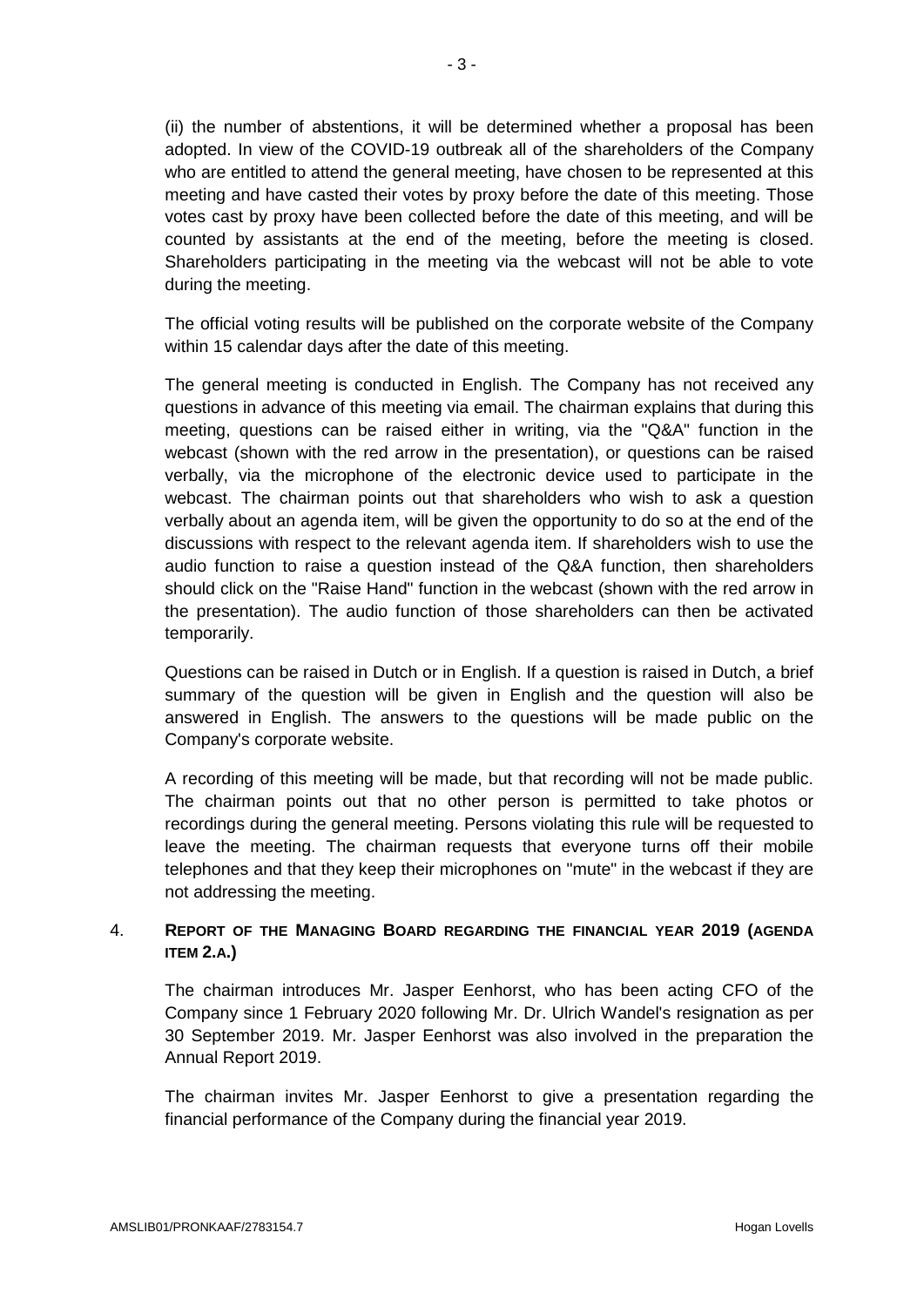(ii) the number of abstentions, it will be determined whether a proposal has been adopted. In view of the COVID-19 outbreak all of the shareholders of the Company who are entitled to attend the general meeting, have chosen to be represented at this meeting and have casted their votes by proxy before the date of this meeting. Those votes cast by proxy have been collected before the date of this meeting, and will be counted by assistants at the end of the meeting, before the meeting is closed. Shareholders participating in the meeting via the webcast will not be able to vote during the meeting.

The official voting results will be published on the corporate website of the Company within 15 calendar days after the date of this meeting.

The general meeting is conducted in English. The Company has not received any questions in advance of this meeting via email. The chairman explains that during this meeting, questions can be raised either in writing, via the "Q&A" function in the webcast (shown with the red arrow in the presentation), or questions can be raised verbally, via the microphone of the electronic device used to participate in the webcast. The chairman points out that shareholders who wish to ask a question verbally about an agenda item, will be given the opportunity to do so at the end of the discussions with respect to the relevant agenda item. If shareholders wish to use the audio function to raise a question instead of the Q&A function, then shareholders should click on the "Raise Hand" function in the webcast (shown with the red arrow in the presentation). The audio function of those shareholders can then be activated temporarily.

Questions can be raised in Dutch or in English. If a question is raised in Dutch, a brief summary of the question will be given in English and the question will also be answered in English. The answers to the questions will be made public on the Company's corporate website.

A recording of this meeting will be made, but that recording will not be made public. The chairman points out that no other person is permitted to take photos or recordings during the general meeting. Persons violating this rule will be requested to leave the meeting. The chairman requests that everyone turns off their mobile telephones and that they keep their microphones on "mute" in the webcast if they are not addressing the meeting.

## 4. REPORT OF THE MANAGING BOARD REGARDING THE FINANCIAL YEAR 2019 (AGENDA ITEM 2.A.)

The chairman introduces Mr. Jasper Eenhorst, who has been acting CFO of the Company since 1 February 2020 following Mr. Dr. Ulrich Wandel's resignation as per 30 September 2019. Mr. Jasper Eenhorst was also involved in the preparation the Annual Report 2019.

The chairman invites Mr. Jasper Eenhorst to give a presentation regarding the financial performance of the Company during the financial year 2019.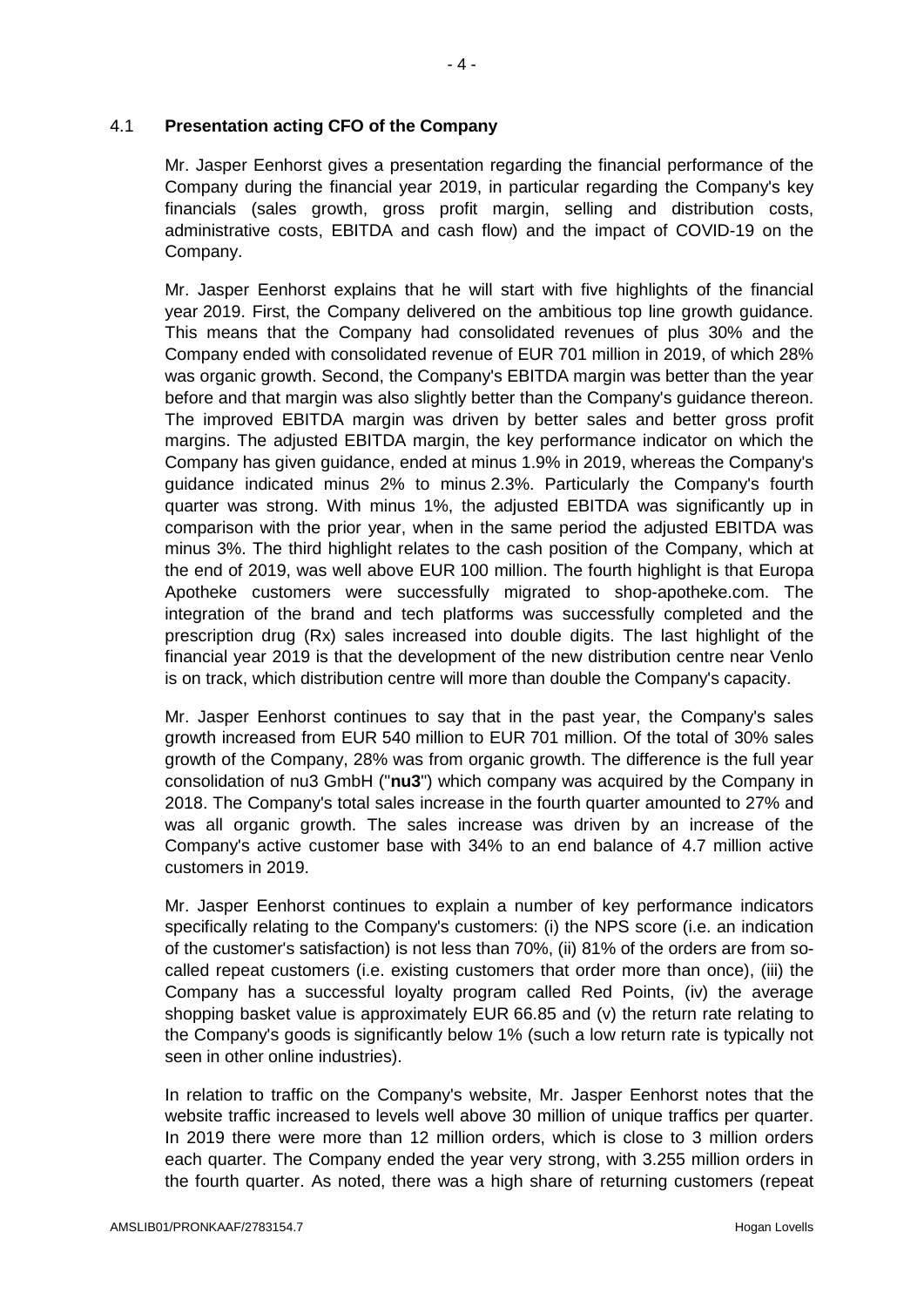## 4.1 **Presentation acting CFO of the Company**

Mr. Jasper Eenhorst gives a presentation regarding the financial performance of the Company during the financial year 2019, in particular regarding the Company's key financials (sales growth, gross profit margin, selling and distribution costs, administrative costs, EBITDA and cash flow) and the impact of COVID-19 on the Company.

Mr. Jasper Eenhorst explains that he will start with five highlights of the financial year 2019. First, the Company delivered on the ambitious top line growth guidance. This means that the Company had consolidated revenues of plus 30% and the Company ended with consolidated revenue of EUR 701 million in 2019, of which 28% was organic growth. Second, the Company's EBITDA margin was better than the year before and that margin was also slightly better than the Company's guidance thereon. The improved EBITDA margin was driven by better sales and better gross profit margins. The adjusted EBITDA margin, the key performance indicator on which the Company has given guidance, ended at minus 1.9% in 2019, whereas the Company's guidance indicated minus 2% to minus 2.3%. Particularly the Company's fourth quarter was strong. With minus 1%, the adjusted EBITDA was significantly up in comparison with the prior year, when in the same period the adjusted EBITDA was minus 3%. The third highlight relates to the cash position of the Company, which at the end of 2019, was well above EUR 100 million. The fourth highlight is that Europa Apotheke customers were successfully migrated to shop-apotheke.com. The integration of the brand and tech platforms was successfully completed and the prescription drug (Rx) sales increased into double digits. The last highlight of the financial year 2019 is that the development of the new distribution centre near Venlo is on track, which distribution centre will more than double the Company's capacity.

Mr. Jasper Eenhorst continues to say that in the past year, the Company's sales growth increased from EUR 540 million to EUR 701 million. Of the total of 30% sales growth of the Company, 28% was from organic growth. The difference is the full year consolidation of nu3 GmbH ("**nu3**") which company was acquired by the Company in 2018. The Company's total sales increase in the fourth quarter amounted to 27% and was all organic growth. The sales increase was driven by an increase of the Company's active customer base with 34% to an end balance of 4.7 million active customers in 2019.

Mr. Jasper Eenhorst continues to explain a number of key performance indicators specifically relating to the Company's customers: (i) the NPS score (i.e. an indication of the customer's satisfaction) is not less than 70%, (ii) 81% of the orders are from so-called repeat customers (i.e. existing customers that order more than once), (iii) the Company has a successful loyalty program called Red Points, (iv) the average shopping basket value is approximately EUR 66.85 and (v) the return rate relating to the Company's goods is significantly below 1% (such a low return rate is typically not seen in other online industries).

In relation to traffic on the Company's website, Mr. Jasper Eenhorst notes that the website traffic increased to levels well above 30 million of unique traffics per quarter. In 2019 there were more than 12 million orders, which is close to 3 million orders each quarter. The Company ended the year very strong, with 3.255 million orders in the fourth quarter. As noted, there was a high share of returning customers (repeat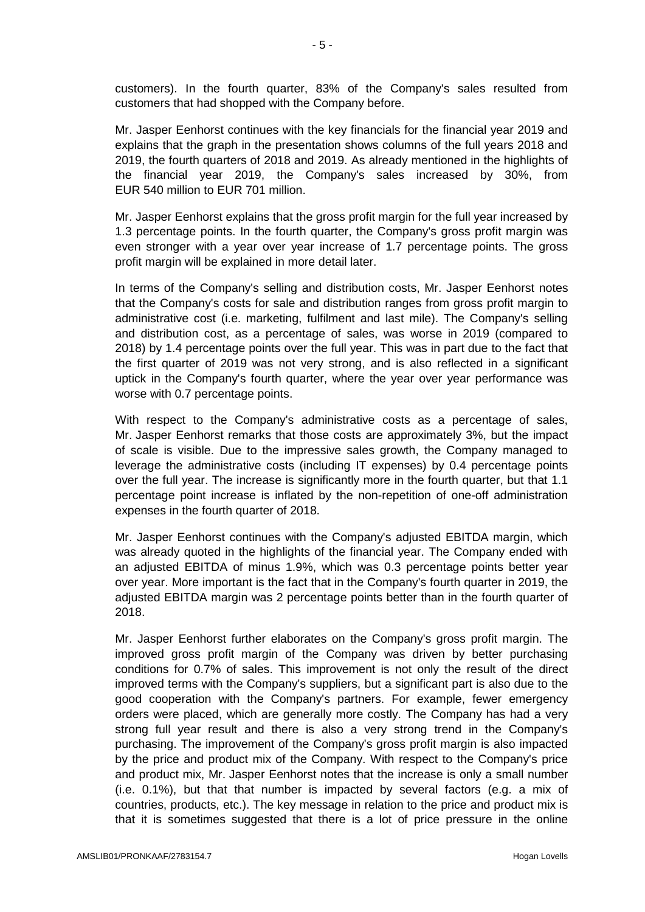customers). In the fourth quarter, 83% of the Company's sales resulted from customers that had shopped with the Company before.

Mr. Jasper Eenhorst continues with the key financials for the financial year 2019 and explains that the graph in the presentation shows columns of the full years 2018 and 2019, the fourth quarters of 2018 and 2019. As already mentioned in the highlights of the financial year 2019, the Company's sales increased by 30%, from EUR 540 million to EUR 701 million.

Mr. Jasper Eenhorst explains that the gross profit margin for the full year increased by 1.3 percentage points. In the fourth quarter, the Company's gross profit margin was even stronger with a year over year increase of 1.7 percentage points. The gross profit margin will be explained in more detail later.

In terms of the Company's selling and distribution costs, Mr. Jasper Eenhorst notes that the Company's costs for sale and distribution ranges from gross profit margin to administrative cost (i.e. marketing, fulfilment and last mile). The Company's selling and distribution cost, as a percentage of sales, was worse in 2019 (compared to 2018) by 1.4 percentage points over the full year. This was in part due to the fact that the first quarter of 2019 was not very strong, and is also reflected in a significant uptick in the Company's fourth quarter, where the year over year performance was worse with 0.7 percentage points.

With respect to the Company's administrative costs as a percentage of sales, Mr. Jasper Eenhorst remarks that those costs are approximately 3%, but the impact of scale is visible. Due to the impressive sales growth, the Company managed to leverage the administrative costs (including IT expenses) by 0.4 percentage points over the full year. The increase is significantly more in the fourth quarter, but that 1.1 percentage point increase is inflated by the non-repetition of one-off administration expenses in the fourth quarter of 2018.

Mr. Jasper Eenhorst continues with the Company's adjusted EBITDA margin, which was already quoted in the highlights of the financial year. The Company ended with an adjusted EBITDA of minus 1.9%, which was 0.3 percentage points better year over year. More important is the fact that in the Company's fourth quarter in 2019, the adjusted EBITDA margin was 2 percentage points better than in the fourth quarter of 2018.

Mr. Jasper Eenhorst further elaborates on the Company's gross profit margin. The improved gross profit margin of the Company was driven by better purchasing conditions for 0.7% of sales. This improvement is not only the result of the direct improved terms with the Company's suppliers, but a significant part is also due to the good cooperation with the Company's partners. For example, fewer emergency orders were placed, which are generally more costly. The Company has had a very strong full year result and there is also a very strong trend in the Company's purchasing. The improvement of the Company's gross profit margin is also impacted by the price and product mix of the Company. With respect to the Company's price and product mix, Mr. Jasper Eenhorst notes that the increase is only a small number (i.e. 0.1%), but that that number is impacted by several factors (e.g. a mix of countries, products, etc.). The key message in relation to the price and product mix is that it is sometimes suggested that there is a lot of price pressure in the online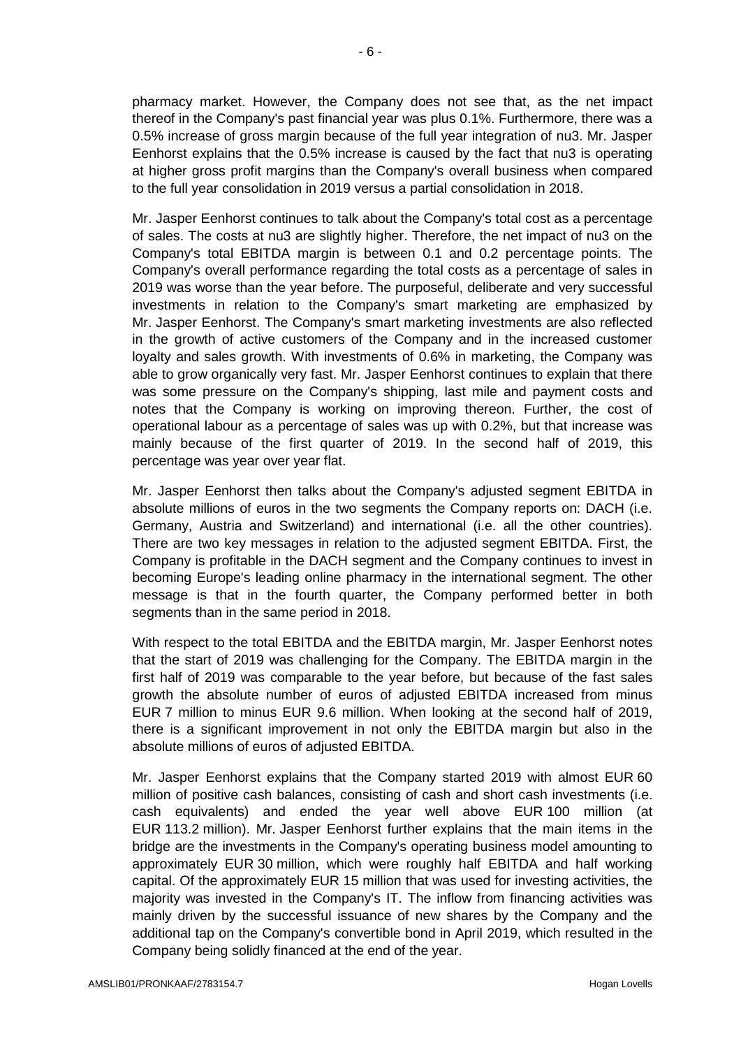pharmacy market. However, the Company does not see that, as the net impact thereof in the Company's past financial year was plus 0.1%. Furthermore, there was a 0.5% increase of gross margin because of the full year integration of nu3. Mr. Jasper Eenhorst explains that the 0.5% increase is caused by the fact that nu3 is operating at higher gross profit margins than the Company's overall business when compared to the full year consolidation in 2019 versus a partial consolidation in 2018.

Mr. Jasper Eenhorst continues to talk about the Company's total cost as a percentage of sales. The costs at nu3 are slightly higher. Therefore, the net impact of nu3 on the Company's total EBITDA margin is between 0.1 and 0.2 percentage points. The Company's overall performance regarding the total costs as a percentage of sales in 2019 was worse than the year before. The purposeful, deliberate and very successful investments in relation to the Company's smart marketing are emphasized by Mr. Jasper Eenhorst. The Company's smart marketing investments are also reflected in the growth of active customers of the Company and in the increased customer loyalty and sales growth. With investments of 0.6% in marketing, the Company was able to grow organically very fast. Mr. Jasper Eenhorst continues to explain that there was some pressure on the Company's shipping, last mile and payment costs and notes that the Company is working on improving thereon. Further, the cost of operational labour as a percentage of sales was up with 0.2%, but that increase was mainly because of the first quarter of 2019. In the second half of 2019, this percentage was year over year flat.

Mr. Jasper Eenhorst then talks about the Company's adjusted segment EBITDA in absolute millions of euros in the two segments the Company reports on: DACH (i.e. Germany, Austria and Switzerland) and international (i.e. all the other countries). There are two key messages in relation to the adjusted segment EBITDA. First, the Company is profitable in the DACH segment and the Company continues to invest in becoming Europe's leading online pharmacy in the international segment. The other message is that in the fourth quarter, the Company performed better in both segments than in the same period in 2018.

With respect to the total EBITDA and the EBITDA margin, Mr. Jasper Eenhorst notes that the start of 2019 was challenging for the Company. The EBITDA margin in the first half of 2019 was comparable to the year before, but because of the fast sales growth the absolute number of euros of adjusted EBITDA increased from minus EUR 7 million to minus EUR 9.6 million. When looking at the second half of 2019, there is a significant improvement in not only the EBITDA margin but also in the absolute millions of euros of adjusted EBITDA.

Mr. Jasper Eenhorst explains that the Company started 2019 with almost EUR 60 million of positive cash balances, consisting of cash and short cash investments (i.e. cash equivalents) and ended the year well above EUR 100 million (at EUR 113.2 million). Mr. Jasper Eenhorst further explains that the main items in the bridge are the investments in the Company's operating business model amounting to approximately EUR 30 million, which were roughly half EBITDA and half working capital. Of the approximately EUR 15 million that was used for investing activities, the majority was invested in the Company's IT. The inflow from financing activities was mainly driven by the successful issuance of new shares by the Company and the additional tap on the Company's convertible bond in April 2019, which resulted in the Company being solidly financed at the end of the year.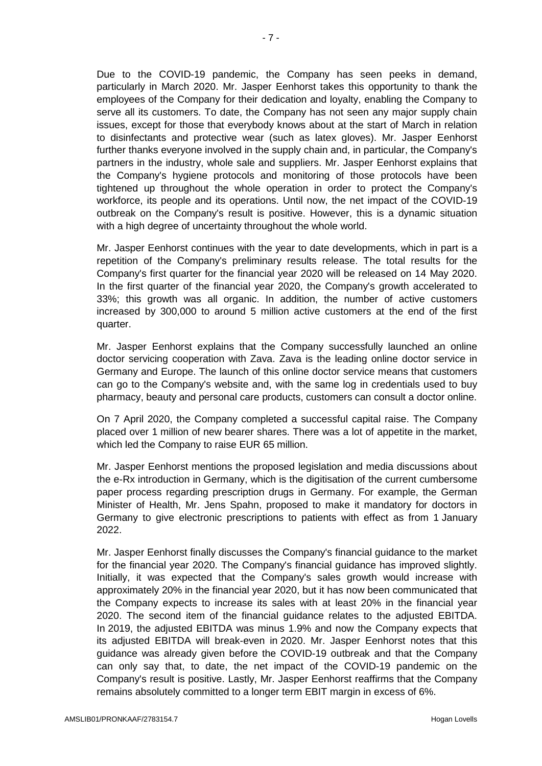Due to the COVID-19 pandemic, the Company has seen peeks in demand, particularly in March 2020. Mr. Jasper Eenhorst takes this opportunity to thank the employees of the Company for their dedication and loyalty, enabling the Company to serve all its customers. To date, the Company has not seen any major supply chain issues, except for those that everybody knows about at the start of March in relation to disinfectants and protective wear (such as latex gloves). Mr. Jasper Eenhorst further thanks everyone involved in the supply chain and, in particular, the Company's partners in the industry, whole sale and suppliers. Mr. Jasper Eenhorst explains that the Company's hygiene protocols and monitoring of those protocols have been tightened up throughout the whole operation in order to protect the Company's workforce, its people and its operations. Until now, the net impact of the COVID-19 outbreak on the Company's result is positive. However, this is a dynamic situation with a high degree of uncertainty throughout the whole world.

Mr. Jasper Eenhorst continues with the year to date developments, which in part is a repetition of the Company's preliminary results release. The total results for the Company's first quarter for the financial year 2020 will be released on 14 May 2020. In the first quarter of the financial year 2020, the Company's growth accelerated to 33%; this growth was all organic. In addition, the number of active customers increased by 300,000 to around 5 million active customers at the end of the first quarter.

Mr. Jasper Eenhorst explains that the Company successfully launched an online doctor servicing cooperation with Zava. Zava is the leading online doctor service in Germany and Europe. The launch of this online doctor service means that customers can go to the Company's website and, with the same log in credentials used to buy pharmacy, beauty and personal care products, customers can consult a doctor online.

On 7 April 2020, the Company completed a successful capital raise. The Company placed over 1 million of new bearer shares. There was a lot of appetite in the market, which led the Company to raise EUR 65 million.

Mr. Jasper Eenhorst mentions the proposed legislation and media discussions about the e-Rx introduction in Germany, which is the digitisation of the current cumbersome paper process regarding prescription drugs in Germany. For example, the German Minister of Health, Mr. Jens Spahn, proposed to make it mandatory for doctors in Germany to give electronic prescriptions to patients with effect as from 1 January 2022.

Mr. Jasper Eenhorst finally discusses the Company's financial guidance to the market for the financial year 2020. The Company's financial guidance has improved slightly. Initially, it was expected that the Company's sales growth would increase with approximately 20% in the financial year 2020, but it has now been communicated that the Company expects to increase its sales with at least 20% in the financial year 2020. The second item of the financial guidance relates to the adjusted EBITDA. In 2019, the adjusted EBITDA was minus 1.9% and now the Company expects that its adjusted EBITDA will break-even in 2020. Mr. Jasper Eenhorst notes that this guidance was already given before the COVID-19 outbreak and that the Company can only say that, to date, the net impact of the COVID-19 pandemic on the Company's result is positive. Lastly, Mr. Jasper Eenhorst reaffirms that the Company remains absolutely committed to a longer term EBIT margin in excess of 6%.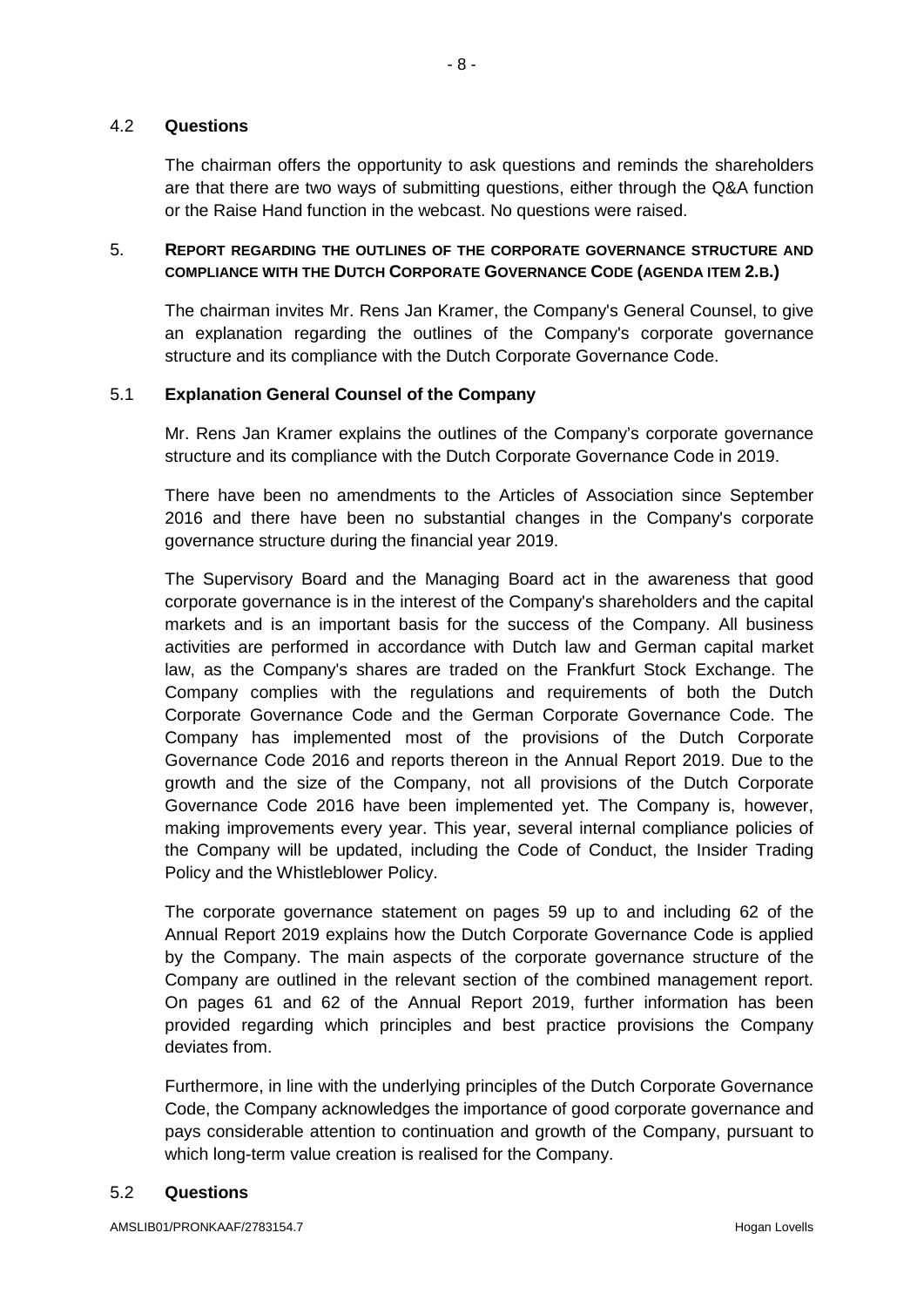### 4.2 Questions

The chairman offers the opportunity to ask questions and reminds the shareholders are that there are two ways of submitting questions, either through the Q&A function or the Raise Hand function in the webcast. No questions were raised.

## 5. REPORT REGARDING THE OUTLINES OF THE CORPORATE GOVERNANCE STRUCTURE AND COMPLIANCE WITH THE DUTCH CORPORATE GOVERNANCE CODE (AGENDA ITEM 2.B.)

The chairman invites Mr. Rens Jan Kramer, the Company's General Counsel, to give an explanation regarding the outlines of the Company's corporate governance structure and its compliance with the Dutch Corporate Governance Code.

### 5.1 Explanation General Counsel of the Company

Mr. Rens Jan Kramer explains the outlines of the Company's corporate governance structure and its compliance with the Dutch Corporate Governance Code in 2019.

There have been no amendments to the Articles of Association since September 2016 and there have been no substantial changes in the Company's corporate governance structure during the financial year 2019.

The Supervisory Board and the Managing Board act in the awareness that good corporate governance is in the interest of the Company's shareholders and the capital markets and is an important basis for the success of the Company. All business activities are performed in accordance with Dutch law and German capital market law, as the Company's shares are traded on the Frankfurt Stock Exchange. The Company complies with the regulations and requirements of both the Dutch Corporate Governance Code and the German Corporate Governance Code. The Company has implemented most of the provisions of the Dutch Corporate Governance Code 2016 and reports thereon in the Annual Report 2019. Due to the growth and the size of the Company, not all provisions of the Dutch Corporate Governance Code 2016 have been implemented yet. The Company is, however, making improvements every year. This year, several internal compliance policies of the Company will be updated, including the Code of Conduct, the Insider Trading Policy and the Whistleblower Policy.

The corporate governance statement on pages 59 up to and including 62 of the Annual Report 2019 explains how the Dutch Corporate Governance Code is applied by the Company. The main aspects of the corporate governance structure of the Company are outlined in the relevant section of the combined management report. On pages 61 and 62 of the Annual Report 2019, further information has been provided regarding which principles and best practice provisions the Company deviates from.

Furthermore, in line with the underlying principles of the Dutch Corporate Governance Code, the Company acknowledges the importance of good corporate governance and pays considerable attention to continuation and growth of the Company, pursuant to which long-term value creation is realised for the Company.

### 5.2 Questions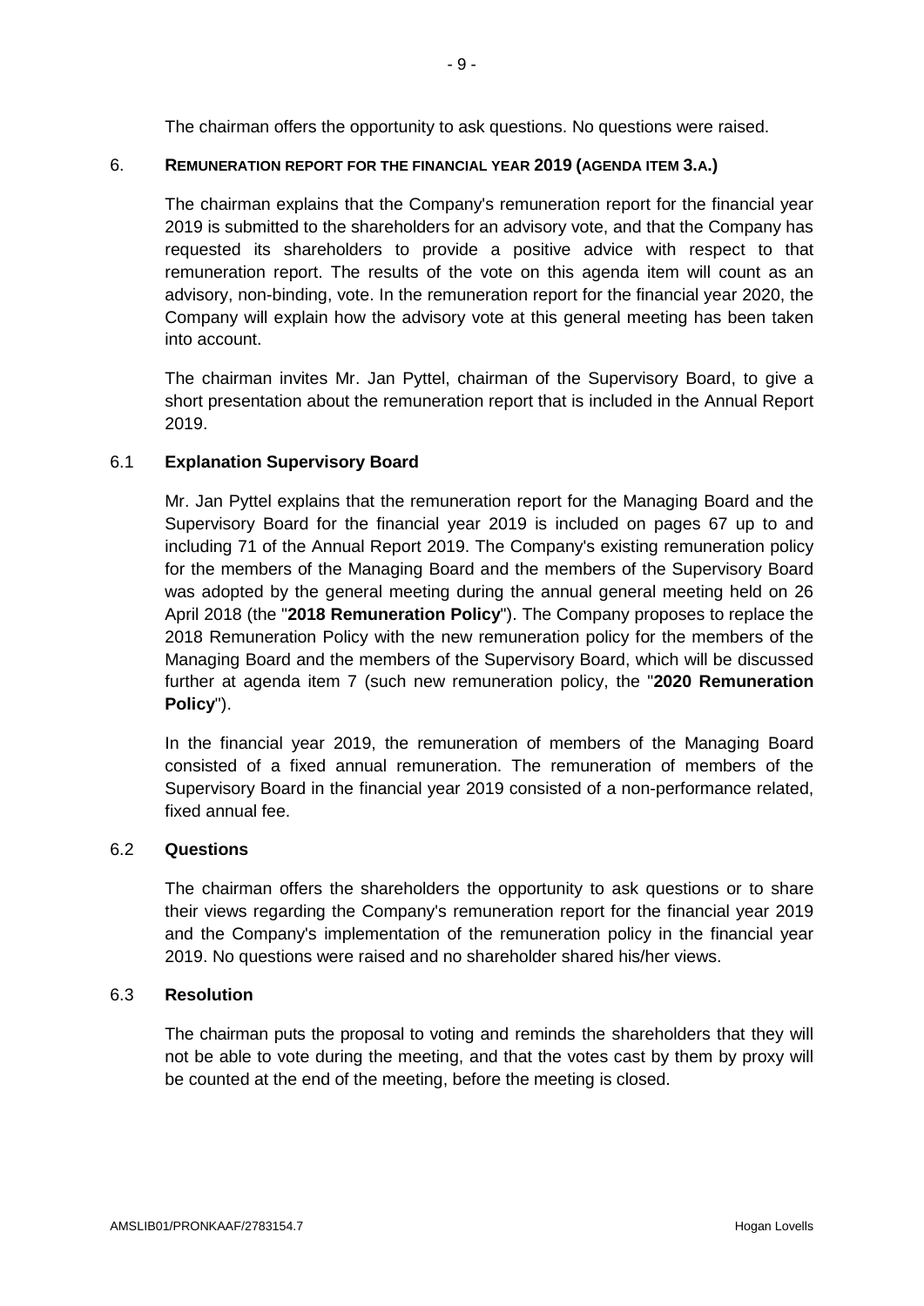The chairman offers the opportunity to ask questions. No questions were raised.

## 6. REMUNERATION REPORT FOR THE FINANCIAL YEAR 2019 (AGENDA ITEM 3.A.)

The chairman explains that the Company's remuneration report for the financial year 2019 is submitted to the shareholders for an advisory vote, and that the Company has requested its shareholders to provide a positive advice with respect to that remuneration report. The results of the vote on this agenda item will count as an advisory, non-binding, vote. In the remuneration report for the financial year 2020, the Company will explain how the advisory vote at this general meeting has been taken into account.

The chairman invites Mr. Jan Pyttel, chairman of the Supervisory Board, to give a short presentation about the remuneration report that is included in the Annual Report 2019.

### 6.1 Explanation Supervisory Board

Mr. Jan Pyttel explains that the remuneration report for the Managing Board and the Supervisory Board for the financial year 2019 is included on pages 67 up to and including 71 of the Annual Report 2019. The Company's existing remuneration policy for the members of the Managing Board and the members of the Supervisory Board was adopted by the general meeting during the annual general meeting held on 26 April 2018 (the "**2018 Remuneration Policy**"). The Company proposes to replace the 2018 Remuneration Policy with the new remuneration policy for the members of the Managing Board and the members of the Supervisory Board, which will be discussed further at agenda item 7 (such new remuneration policy, the "**2020 Remuneration Policy**").

In the financial year 2019, the remuneration of members of the Managing Board consisted of a fixed annual remuneration. The remuneration of members of the Supervisory Board in the financial year 2019 consisted of a non-performance related, fixed annual fee.

### 6.2 Questions

The chairman offers the shareholders the opportunity to ask questions or to share their views regarding the Company's remuneration report for the financial year 2019 and the Company's implementation of the remuneration policy in the financial year 2019. No questions were raised and no shareholder shared his/her views.

### 6.3 Resolution

The chairman puts the proposal to voting and reminds the shareholders that they will not be able to vote during the meeting, and that the votes cast by them by proxy will be counted at the end of the meeting, before the meeting is closed.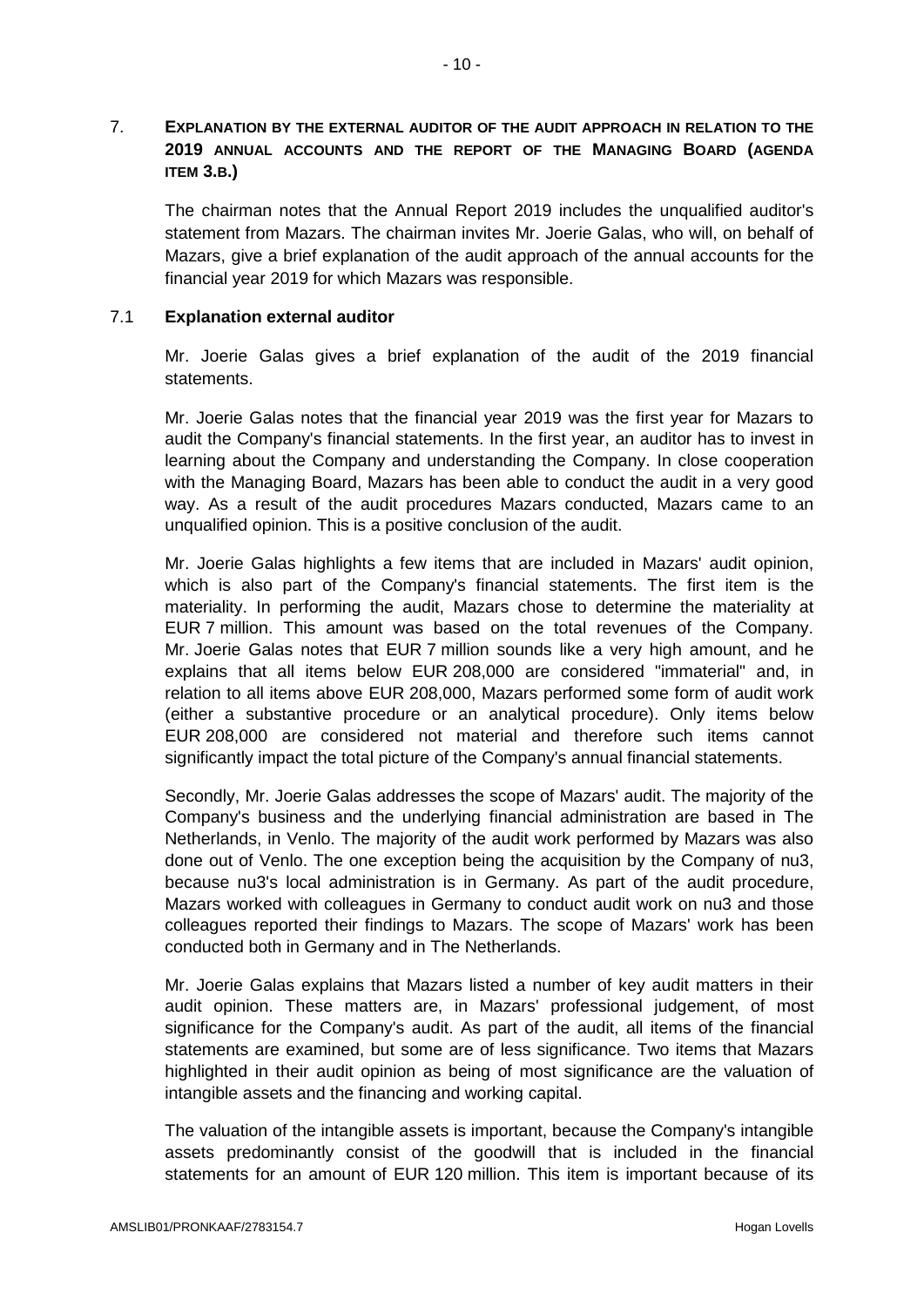## 7. EXPLANATION BY THE EXTERNAL AUDITOR OF THE AUDIT APPROACH IN RELATION TO THE 2019 ANNUAL ACCOUNTS AND THE REPORT OF THE MANAGING BOARD (AGENDA ITEM 3.B.)

The chairman notes that the Annual Report 2019 includes the unqualified auditor's statement from Mazars. The chairman invites Mr. Joerie Galas, who will, on behalf of Mazars, give a brief explanation of the audit approach of the annual accounts for the financial year 2019 for which Mazars was responsible.

### 7.1 Explanation external auditor

Mr. Joerie Galas gives a brief explanation of the audit of the 2019 financial statements.

Mr. Joerie Galas notes that the financial year 2019 was the first year for Mazars to audit the Company's financial statements. In the first year, an auditor has to invest in learning about the Company and understanding the Company. In close cooperation with the Managing Board, Mazars has been able to conduct the audit in a very good way. As a result of the audit procedures Mazars conducted, Mazars came to an unqualified opinion. This is a positive conclusion of the audit.

Mr. Joerie Galas highlights a few items that are included in Mazars' audit opinion, which is also part of the Company's financial statements. The first item is the materiality. In performing the audit, Mazars chose to determine the materiality at EUR 7 million. This amount was based on the total revenues of the Company. Mr. Joerie Galas notes that EUR 7 million sounds like a very high amount, and he explains that all items below EUR 208,000 are considered "immaterial" and, in relation to all items above EUR 208,000, Mazars performed some form of audit work (either a substantive procedure or an analytical procedure). Only items below EUR 208,000 are considered not material and therefore such items cannot significantly impact the total picture of the Company's annual financial statements.

Secondly, Mr. Joerie Galas addresses the scope of Mazars' audit. The majority of the Company's business and the underlying financial administration are based in The Netherlands, in Venlo. The majority of the audit work performed by Mazars was also done out of Venlo. The one exception being the acquisition by the Company of nu3, because nu3's local administration is in Germany. As part of the audit procedure, Mazars worked with colleagues in Germany to conduct audit work on nu3 and those colleagues reported their findings to Mazars. The scope of Mazars' work has been conducted both in Germany and in The Netherlands.

Mr. Joerie Galas explains that Mazars listed a number of key audit matters in their audit opinion. These matters are, in Mazars' professional judgement, of most significance for the Company's audit. As part of the audit, all items of the financial statements are examined, but some are of less significance. Two items that Mazars highlighted in their audit opinion as being of most significance are the valuation of intangible assets and the financing and working capital.

The valuation of the intangible assets is important, because the Company's intangible assets predominantly consist of the goodwill that is included in the financial statements for an amount of EUR 120 million. This item is important because of its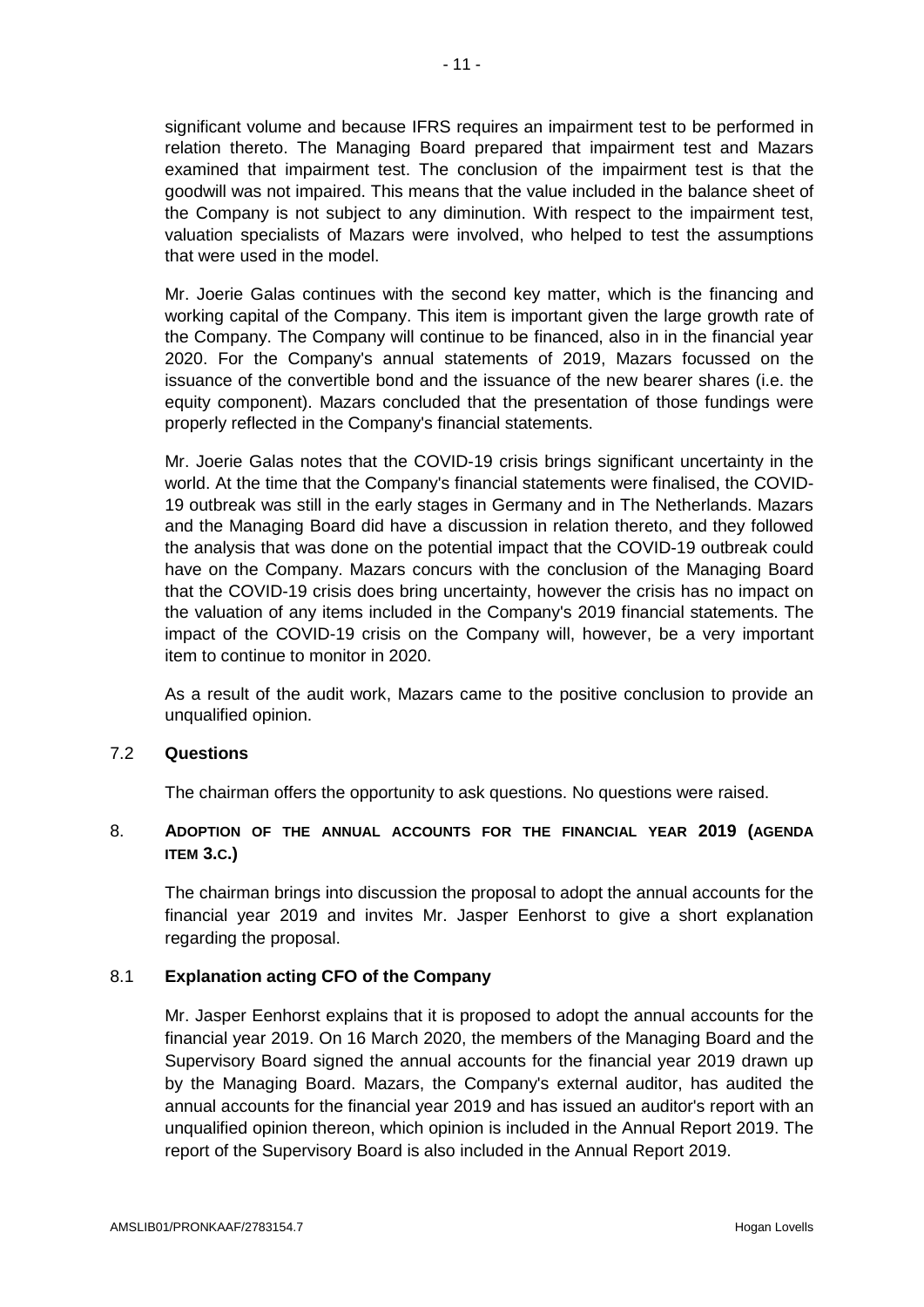significant volume and because IFRS requires an impairment test to be performed in relation thereto. The Managing Board prepared that impairment test and Mazars examined that impairment test. The conclusion of the impairment test is that the goodwill was not impaired. This means that the value included in the balance sheet of the Company is not subject to any diminution. With respect to the impairment test, valuation specialists of Mazars were involved, who helped to test the assumptions that were used in the model.

Mr. Joerie Galas continues with the second key matter, which is the financing and working capital of the Company. This item is important given the large growth rate of the Company. The Company will continue to be financed, also in in the financial year 2020. For the Company's annual statements of 2019, Mazars focussed on the issuance of the convertible bond and the issuance of the new bearer shares (i.e. the equity component). Mazars concluded that the presentation of those fundings were properly reflected in the Company's financial statements.

Mr. Joerie Galas notes that the COVID-19 crisis brings significant uncertainty in the world. At the time that the Company's financial statements were finalised, the COVID-19 outbreak was still in the early stages in Germany and in The Netherlands. Mazars and the Managing Board did have a discussion in relation thereto, and they followed the analysis that was done on the potential impact that the COVID-19 outbreak could have on the Company. Mazars concurs with the conclusion of the Managing Board that the COVID-19 crisis does bring uncertainty, however the crisis has no impact on the valuation of any items included in the Company's 2019 financial statements. The impact of the COVID-19 crisis on the Company will, however, be a very important item to continue to monitor in 2020.

As a result of the audit work, Mazars came to the positive conclusion to provide an unqualified opinion.

### 7.2 Questions

The chairman offers the opportunity to ask questions. No questions were raised.

## 8. ADOPTION OF THE ANNUAL ACCOUNTS FOR THE FINANCIAL YEAR 2019 (AGENDA ITEM 3.C.)

The chairman brings into discussion the proposal to adopt the annual accounts for the financial year 2019 and invites Mr. Jasper Eenhorst to give a short explanation regarding the proposal.

### 8.1 Explanation acting CFO of the Company

Mr. Jasper Eenhorst explains that it is proposed to adopt the annual accounts for the financial year 2019. On 16 March 2020, the members of the Managing Board and the Supervisory Board signed the annual accounts for the financial year 2019 drawn up by the Managing Board. Mazars, the Company's external auditor, has audited the annual accounts for the financial year 2019 and has issued an auditor's report with an unqualified opinion thereon, which opinion is included in the Annual Report 2019. The report of the Supervisory Board is also included in the Annual Report 2019.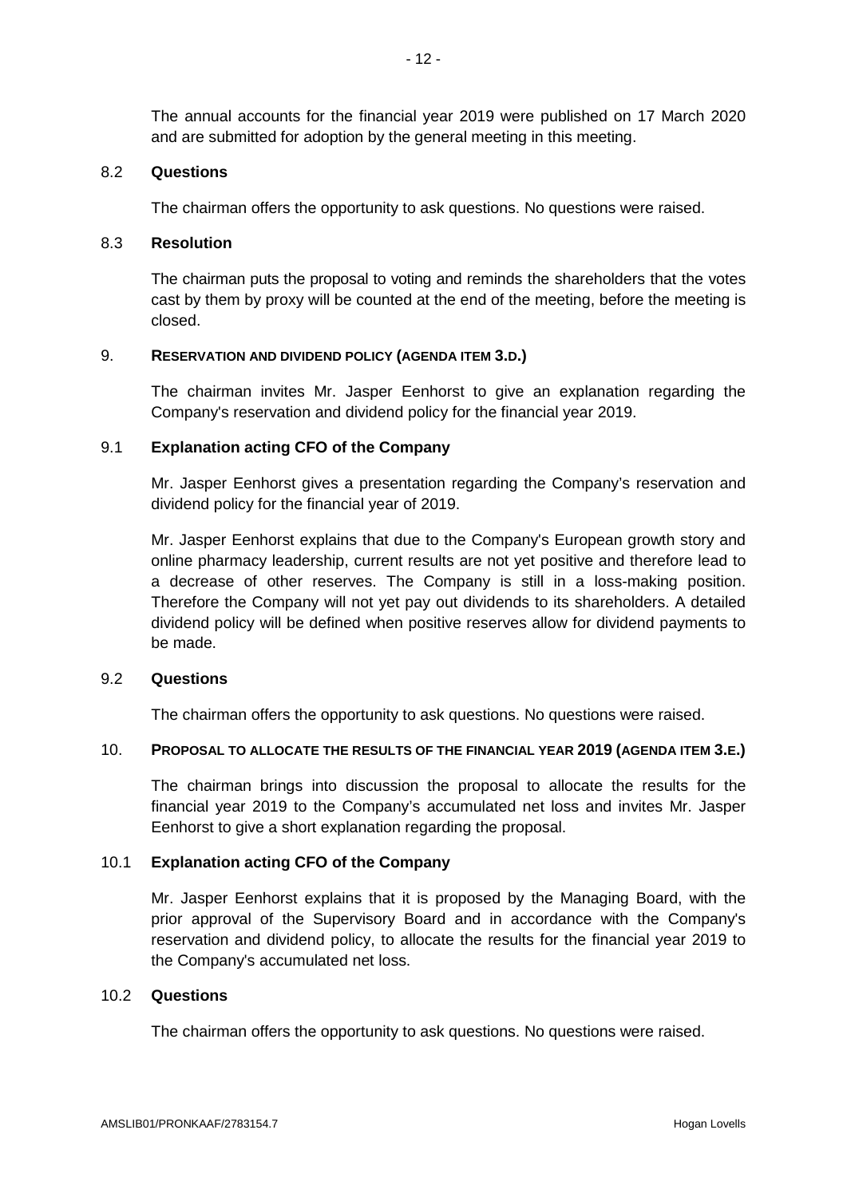The annual accounts for the financial year 2019 were published on 17 March 2020 and are submitted for adoption by the general meeting in this meeting.

### 8.2 Questions

The chairman offers the opportunity to ask questions. No questions were raised.

### 8.3 Resolution

The chairman puts the proposal to voting and reminds the shareholders that the votes cast by them by proxy will be counted at the end of the meeting, before the meeting is closed.

## 9. RESERVATION AND DIVIDEND POLICY (AGENDA ITEM 3.D.)

The chairman invites Mr. Jasper Eenhorst to give an explanation regarding the Company's reservation and dividend policy for the financial year 2019.

### 9.1 Explanation acting CFO of the Company

Mr. Jasper Eenhorst gives a presentation regarding the Company's reservation and dividend policy for the financial year of 2019.

Mr. Jasper Eenhorst explains that due to the Company's European growth story and online pharmacy leadership, current results are not yet positive and therefore lead to a decrease of other reserves. The Company is still in a loss-making position. Therefore the Company will not yet pay out dividends to its shareholders. A detailed dividend policy will be defined when positive reserves allow for dividend payments to be made.

### 9.2 Questions

The chairman offers the opportunity to ask questions. No questions were raised.

## 10. PROPOSAL TO ALLOCATE THE RESULTS OF THE FINANCIAL YEAR 2019 (AGENDA ITEM 3.E.)

The chairman brings into discussion the proposal to allocate the results for the financial year 2019 to the Company's accumulated net loss and invites Mr. Jasper Eenhorst to give a short explanation regarding the proposal.

### 10.1 Explanation acting CFO of the Company

Mr. Jasper Eenhorst explains that it is proposed by the Managing Board, with the prior approval of the Supervisory Board and in accordance with the Company's reservation and dividend policy, to allocate the results for the financial year 2019 to the Company's accumulated net loss.

### 10.2 Questions

The chairman offers the opportunity to ask questions. No questions were raised.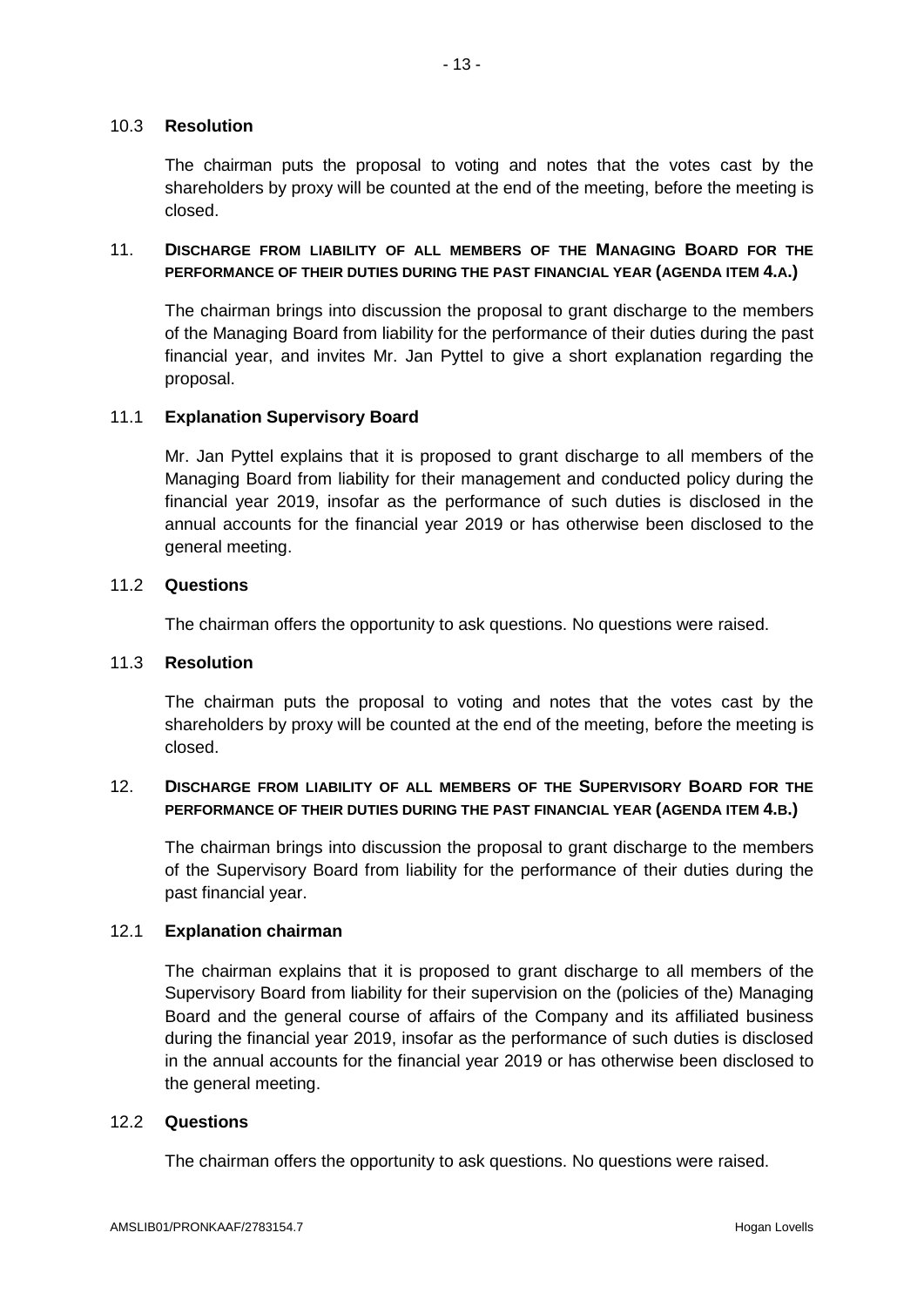### 10.3 **Resolution**

The chairman puts the proposal to voting and notes that the votes cast by the shareholders by proxy will be counted at the end of the meeting, before the meeting is closed.

## 11. **DISCHARGE FROM LIABILITY OF ALL MEMBERS OF THE MANAGING BOARD FOR THE PERFORMANCE OF THEIR DUTIES DURING THE PAST FINANCIAL YEAR (AGENDA ITEM 4.A.)**

The chairman brings into discussion the proposal to grant discharge to the members of the Managing Board from liability for the performance of their duties during the past financial year, and invites Mr. Jan Pyttel to give a short explanation regarding the proposal.

### 11.1 **Explanation Supervisory Board**

Mr. Jan Pyttel explains that it is proposed to grant discharge to all members of the Managing Board from liability for their management and conducted policy during the financial year 2019, insofar as the performance of such duties is disclosed in the annual accounts for the financial year 2019 or has otherwise been disclosed to the general meeting.

### 11.2 **Questions**

The chairman offers the opportunity to ask questions. No questions were raised.

### 11.3 **Resolution**

The chairman puts the proposal to voting and notes that the votes cast by the shareholders by proxy will be counted at the end of the meeting, before the meeting is closed.

## 12. **DISCHARGE FROM LIABILITY OF ALL MEMBERS OF THE SUPERVISORY BOARD FOR THE PERFORMANCE OF THEIR DUTIES DURING THE PAST FINANCIAL YEAR (AGENDA ITEM 4.B.)**

The chairman brings into discussion the proposal to grant discharge to the members of the Supervisory Board from liability for the performance of their duties during the past financial year.

### 12.1 **Explanation chairman**

The chairman explains that it is proposed to grant discharge to all members of the Supervisory Board from liability for their supervision on the (policies of the) Managing Board and the general course of affairs of the Company and its affiliated business during the financial year 2019, insofar as the performance of such duties is disclosed in the annual accounts for the financial year 2019 or has otherwise been disclosed to the general meeting.

### 12.2 **Questions**

The chairman offers the opportunity to ask questions. No questions were raised.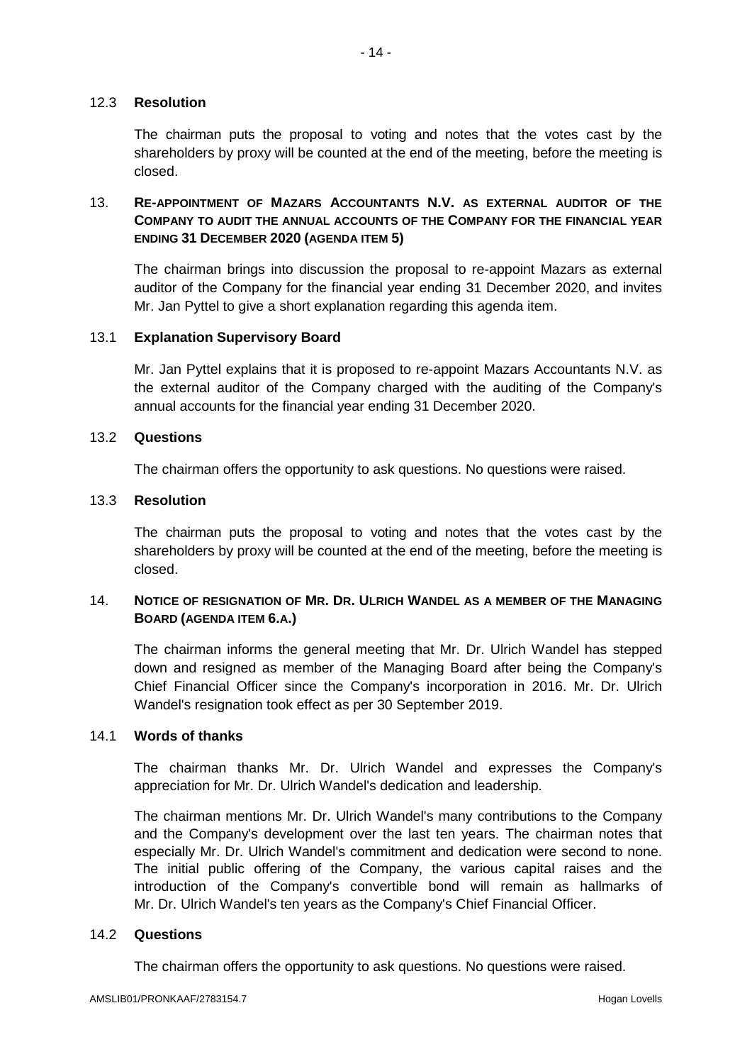### 12.3 **Resolution**

The chairman puts the proposal to voting and notes that the votes cast by the shareholders by proxy will be counted at the end of the meeting, before the meeting is closed.

## 13. RE-APPOINTMENT OF MAZARS ACCOUNTANTS N.V. AS EXTERNAL AUDITOR OF THE COMPANY TO AUDIT THE ANNUAL ACCOUNTS OF THE COMPANY FOR THE FINANCIAL YEAR ENDING 31 DECEMBER 2020 (AGENDA ITEM 5)

The chairman brings into discussion the proposal to re-appoint Mazars as external auditor of the Company for the financial year ending 31 December 2020, and invites Mr. Jan Pyttel to give a short explanation regarding this agenda item.

### 13.1 **Explanation Supervisory Board**

Mr. Jan Pyttel explains that it is proposed to re-appoint Mazars Accountants N.V. as the external auditor of the Company charged with the auditing of the Company's annual accounts for the financial year ending 31 December 2020.

### 13.2 **Questions**

The chairman offers the opportunity to ask questions. No questions were raised.

### 13.3 **Resolution**

The chairman puts the proposal to voting and notes that the votes cast by the shareholders by proxy will be counted at the end of the meeting, before the meeting is closed.

## 14. NOTICE OF RESIGNATION OF MR. DR. ULRICH WANDEL AS A MEMBER OF THE MANAGING BOARD (AGENDA ITEM 6.A.)

The chairman informs the general meeting that Mr. Dr. Ulrich Wandel has stepped down and resigned as member of the Managing Board after being the Company's Chief Financial Officer since the Company's incorporation in 2016. Mr. Dr. Ulrich Wandel's resignation took effect as per 30 September 2019.

### 14.1 **Words of thanks**

The chairman thanks Mr. Dr. Ulrich Wandel and expresses the Company's appreciation for Mr. Dr. Ulrich Wandel's dedication and leadership.

The chairman mentions Mr. Dr. Ulrich Wandel's many contributions to the Company and the Company's development over the last ten years. The chairman notes that especially Mr. Dr. Ulrich Wandel's commitment and dedication were second to none. The initial public offering of the Company, the various capital raises and the introduction of the Company's convertible bond will remain as hallmarks of Mr. Dr. Ulrich Wandel's ten years as the Company's Chief Financial Officer.

### 14.2 **Questions**

The chairman offers the opportunity to ask questions. No questions were raised.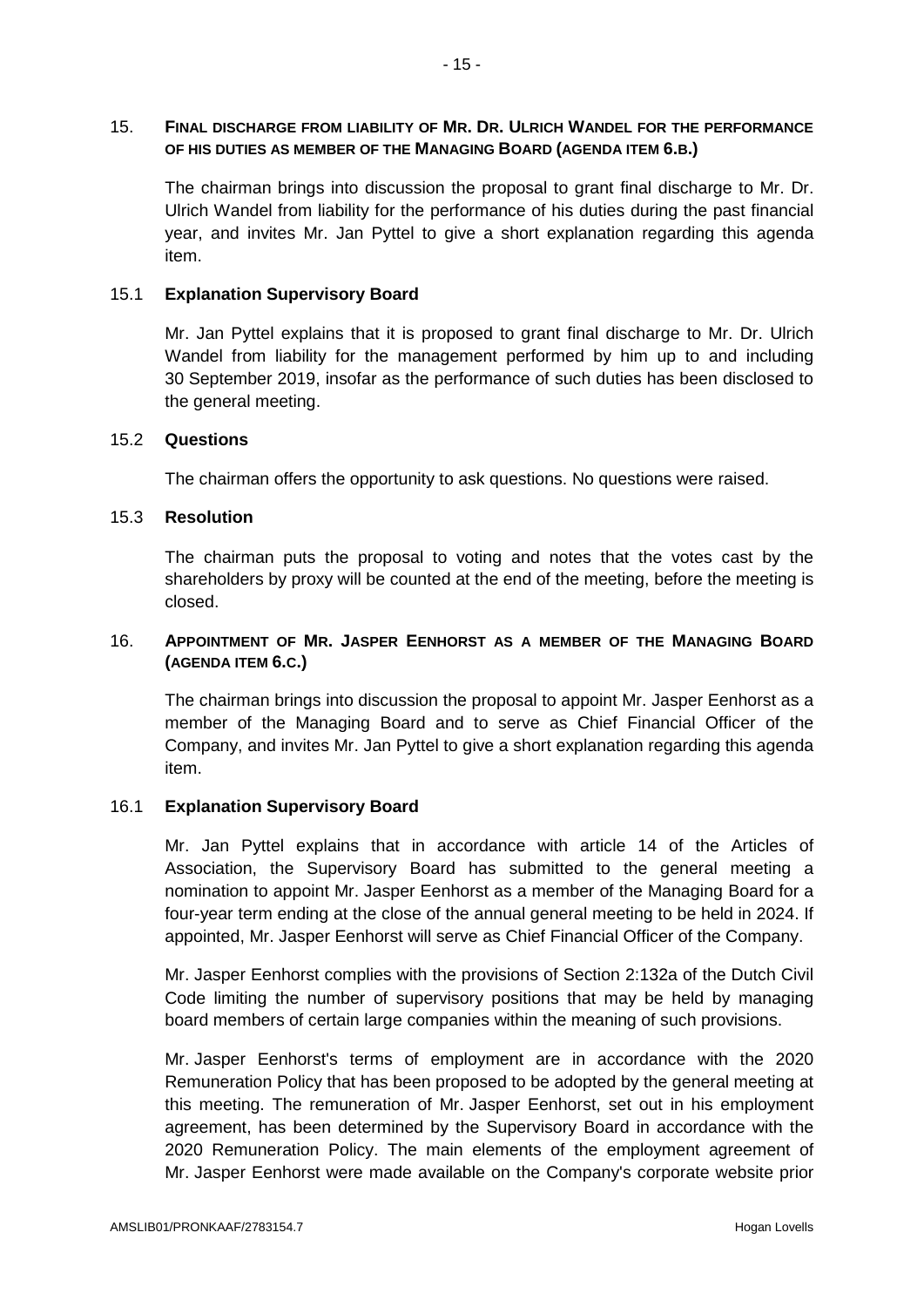## 15. FINAL DISCHARGE FROM LIABILITY OF MR. DR. ULRICH WANDEL FOR THE PERFORMANCE OF HIS DUTIES AS MEMBER OF THE MANAGING BOARD (AGENDA ITEM 6.B.)

The chairman brings into discussion the proposal to grant final discharge to Mr. Dr. Ulrich Wandel from liability for the performance of his duties during the past financial year, and invites Mr. Jan Pyttel to give a short explanation regarding this agenda item.

### 15.1 Explanation Supervisory Board

Mr. Jan Pyttel explains that it is proposed to grant final discharge to Mr. Dr. Ulrich Wandel from liability for the management performed by him up to and including 30 September 2019, insofar as the performance of such duties has been disclosed to the general meeting.

### 15.2 Questions

The chairman offers the opportunity to ask questions. No questions were raised.

### 15.3 Resolution

The chairman puts the proposal to voting and notes that the votes cast by the shareholders by proxy will be counted at the end of the meeting, before the meeting is closed.

## 16. APPOINTMENT OF MR. JASPER EENHORST AS A MEMBER OF THE MANAGING BOARD (AGENDA ITEM 6.C.)

The chairman brings into discussion the proposal to appoint Mr. Jasper Eenhorst as a member of the Managing Board and to serve as Chief Financial Officer of the Company, and invites Mr. Jan Pyttel to give a short explanation regarding this agenda item.

### 16.1 Explanation Supervisory Board

Mr. Jan Pyttel explains that in accordance with article 14 of the Articles of Association, the Supervisory Board has submitted to the general meeting a nomination to appoint Mr. Jasper Eenhorst as a member of the Managing Board for a four-year term ending at the close of the annual general meeting to be held in 2024. If appointed, Mr. Jasper Eenhorst will serve as Chief Financial Officer of the Company.

Mr. Jasper Eenhorst complies with the provisions of Section 2:132a of the Dutch Civil Code limiting the number of supervisory positions that may be held by managing board members of certain large companies within the meaning of such provisions.

Mr. Jasper Eenhorst's terms of employment are in accordance with the 2020 Remuneration Policy that has been proposed to be adopted by the general meeting at this meeting. The remuneration of Mr. Jasper Eenhorst, set out in his employment agreement, has been determined by the Supervisory Board in accordance with the 2020 Remuneration Policy. The main elements of the employment agreement of Mr. Jasper Eenhorst were made available on the Company's corporate website prior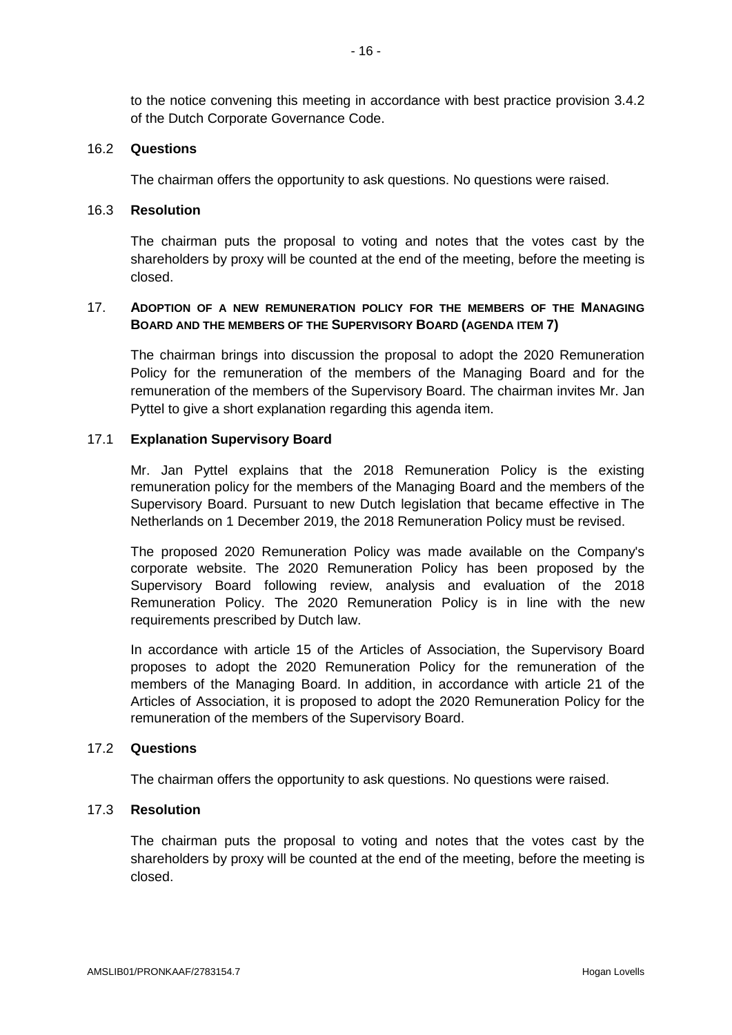to the notice convening this meeting in accordance with best practice provision 3.4.2 of the Dutch Corporate Governance Code.

### 16.2 Questions

The chairman offers the opportunity to ask questions. No questions were raised.

### 16.3 Resolution

The chairman puts the proposal to voting and notes that the votes cast by the shareholders by proxy will be counted at the end of the meeting, before the meeting is closed.

## 17. ADOPTION OF A NEW REMUNERATION POLICY FOR THE MEMBERS OF THE MANAGING BOARD AND THE MEMBERS OF THE SUPERVISORY BOARD (AGENDA ITEM 7)

The chairman brings into discussion the proposal to adopt the 2020 Remuneration Policy for the remuneration of the members of the Managing Board and for the remuneration of the members of the Supervisory Board. The chairman invites Mr. Jan Pyttel to give a short explanation regarding this agenda item.

### 17.1 Explanation Supervisory Board

Mr. Jan Pyttel explains that the 2018 Remuneration Policy is the existing remuneration policy for the members of the Managing Board and the members of the Supervisory Board. Pursuant to new Dutch legislation that became effective in The Netherlands on 1 December 2019, the 2018 Remuneration Policy must be revised.

The proposed 2020 Remuneration Policy was made available on the Company's corporate website. The 2020 Remuneration Policy has been proposed by the Supervisory Board following review, analysis and evaluation of the 2018 Remuneration Policy. The 2020 Remuneration Policy is in line with the new requirements prescribed by Dutch law.

In accordance with article 15 of the Articles of Association, the Supervisory Board proposes to adopt the 2020 Remuneration Policy for the remuneration of the members of the Managing Board. In addition, in accordance with article 21 of the Articles of Association, it is proposed to adopt the 2020 Remuneration Policy for the remuneration of the members of the Supervisory Board.

### 17.2 Questions

The chairman offers the opportunity to ask questions. No questions were raised.

### 17.3 Resolution

The chairman puts the proposal to voting and notes that the votes cast by the shareholders by proxy will be counted at the end of the meeting, before the meeting is closed.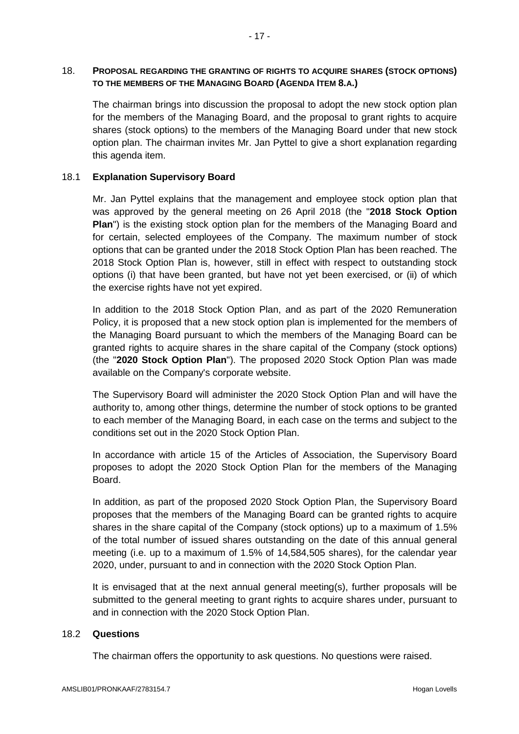## 18. PROPOSAL REGARDING THE GRANTING OF RIGHTS TO ACQUIRE SHARES (STOCK OPTIONS) TO THE MEMBERS OF THE MANAGING BOARD (AGENDA ITEM 8.A.)

The chairman brings into discussion the proposal to adopt the new stock option plan for the members of the Managing Board, and the proposal to grant rights to acquire shares (stock options) to the members of the Managing Board under that new stock option plan. The chairman invites Mr. Jan Pyttel to give a short explanation regarding this agenda item.

### 18.1 Explanation Supervisory Board

Mr. Jan Pyttel explains that the management and employee stock option plan that was approved by the general meeting on 26 April 2018 (the "**2018 Stock Option Plan**") is the existing stock option plan for the members of the Managing Board and for certain, selected employees of the Company. The maximum number of stock options that can be granted under the 2018 Stock Option Plan has been reached. The 2018 Stock Option Plan is, however, still in effect with respect to outstanding stock options (i) that have been granted, but have not yet been exercised, or (ii) of which the exercise rights have not yet expired.

In addition to the 2018 Stock Option Plan, and as part of the 2020 Remuneration Policy, it is proposed that a new stock option plan is implemented for the members of the Managing Board pursuant to which the members of the Managing Board can be granted rights to acquire shares in the share capital of the Company (stock options) (the "**2020 Stock Option Plan**"). The proposed 2020 Stock Option Plan was made available on the Company's corporate website.

The Supervisory Board will administer the 2020 Stock Option Plan and will have the authority to, among other things, determine the number of stock options to be granted to each member of the Managing Board, in each case on the terms and subject to the conditions set out in the 2020 Stock Option Plan.

In accordance with article 15 of the Articles of Association, the Supervisory Board proposes to adopt the 2020 Stock Option Plan for the members of the Managing Board.

In addition, as part of the proposed 2020 Stock Option Plan, the Supervisory Board proposes that the members of the Managing Board can be granted rights to acquire shares in the share capital of the Company (stock options) up to a maximum of 1.5% of the total number of issued shares outstanding on the date of this annual general meeting (i.e. up to a maximum of 1.5% of 14,584,505 shares), for the calendar year 2020, under, pursuant to and in connection with the 2020 Stock Option Plan.

It is envisaged that at the next annual general meeting(s), further proposals will be submitted to the general meeting to grant rights to acquire shares under, pursuant to and in connection with the 2020 Stock Option Plan.

### 18.2 Questions

The chairman offers the opportunity to ask questions. No questions were raised.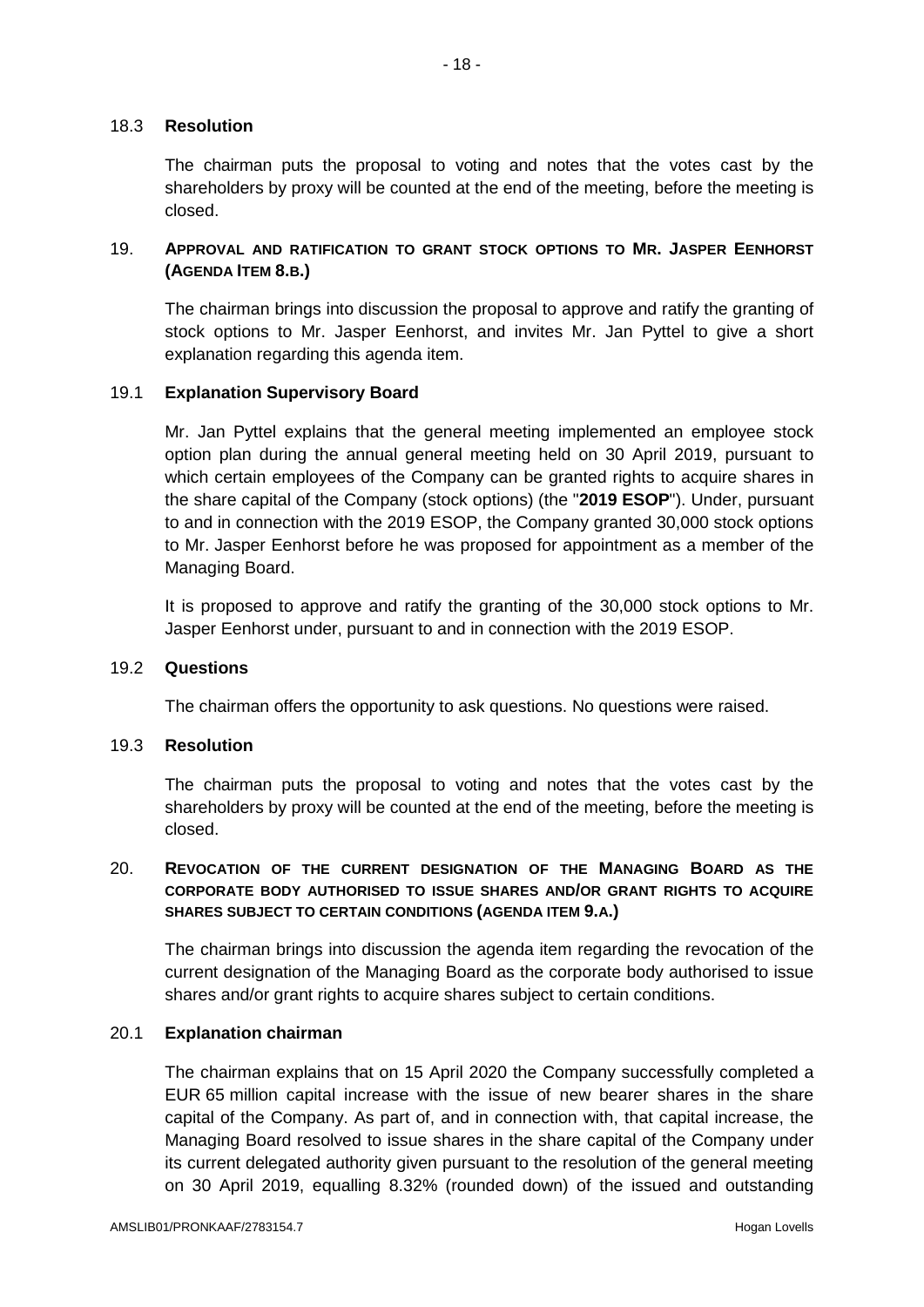### 18.3 Resolution

The chairman puts the proposal to voting and notes that the votes cast by the shareholders by proxy will be counted at the end of the meeting, before the meeting is closed.

## 19. APPROVAL AND RATIFICATION TO GRANT STOCK OPTIONS TO MR. JASPER EENHORST (AGENDA ITEM 8.B.)

The chairman brings into discussion the proposal to approve and ratify the granting of stock options to Mr. Jasper Eenhorst, and invites Mr. Jan Pyttel to give a short explanation regarding this agenda item.

### 19.1 Explanation Supervisory Board

Mr. Jan Pyttel explains that the general meeting implemented an employee stock option plan during the annual general meeting held on 30 April 2019, pursuant to which certain employees of the Company can be granted rights to acquire shares in the share capital of the Company (stock options) (the "**2019 ESOP**"). Under, pursuant to and in connection with the 2019 ESOP, the Company granted 30,000 stock options to Mr. Jasper Eenhorst before he was proposed for appointment as a member of the Managing Board.

It is proposed to approve and ratify the granting of the 30,000 stock options to Mr. Jasper Eenhorst under, pursuant to and in connection with the 2019 ESOP.

### 19.2 Questions

The chairman offers the opportunity to ask questions. No questions were raised.

### 19.3 Resolution

The chairman puts the proposal to voting and notes that the votes cast by the shareholders by proxy will be counted at the end of the meeting, before the meeting is closed.

## 20. REVOCATION OF THE CURRENT DESIGNATION OF THE MANAGING BOARD AS THE CORPORATE BODY AUTHORISED TO ISSUE SHARES AND/OR GRANT RIGHTS TO ACQUIRE SHARES SUBJECT TO CERTAIN CONDITIONS (AGENDA ITEM 9.A.)

The chairman brings into discussion the agenda item regarding the revocation of the current designation of the Managing Board as the corporate body authorised to issue shares and/or grant rights to acquire shares subject to certain conditions.

### 20.1 Explanation chairman

The chairman explains that on 15 April 2020 the Company successfully completed a EUR 65 million capital increase with the issue of new bearer shares in the share capital of the Company. As part of, and in connection with, that capital increase, the Managing Board resolved to issue shares in the share capital of the Company under its current delegated authority given pursuant to the resolution of the general meeting on 30 April 2019, equalling 8.32% (rounded down) of the issued and outstanding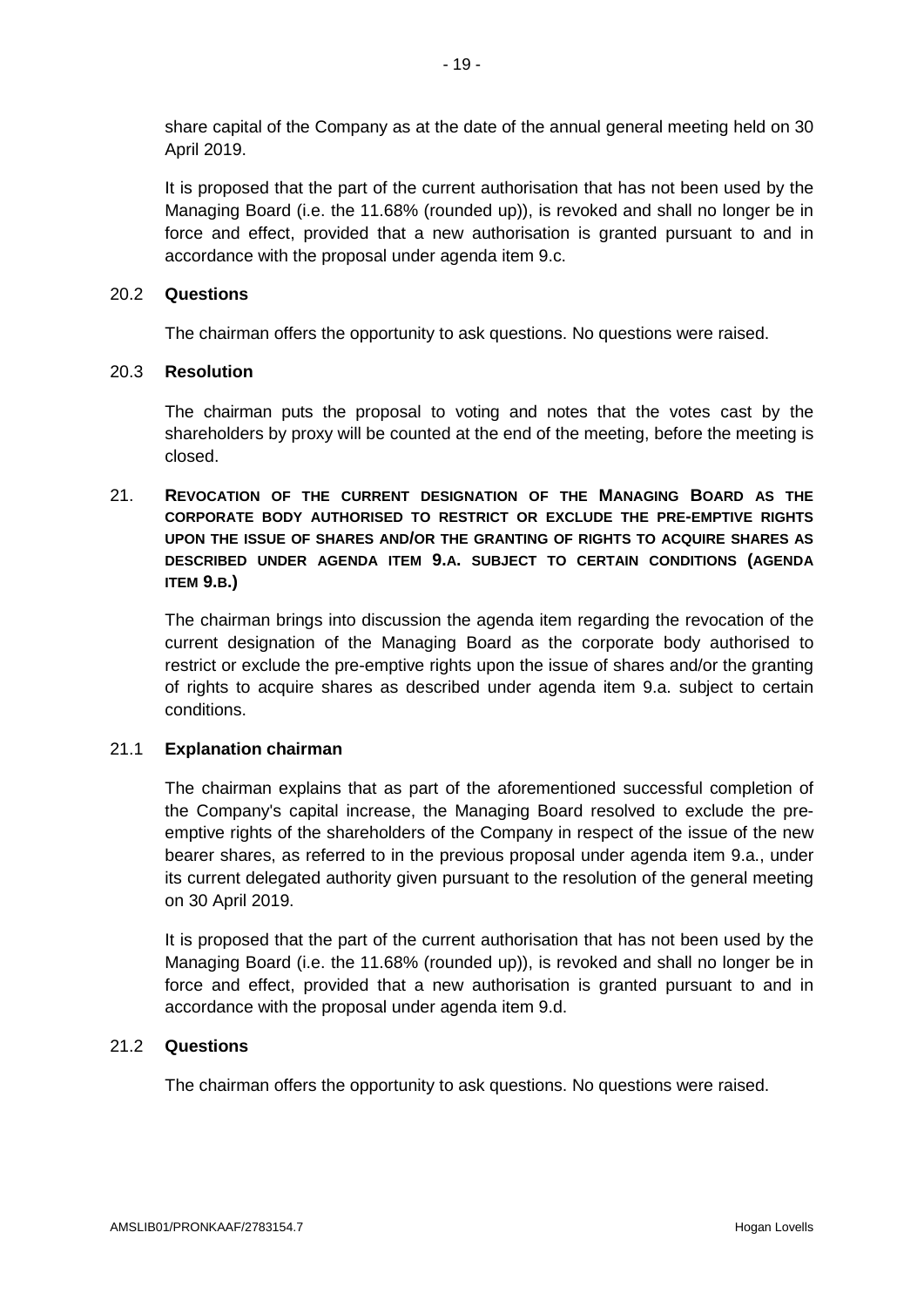share capital of the Company as at the date of the annual general meeting held on 30 April 2019.

It is proposed that the part of the current authorisation that has not been used by the Managing Board (i.e. the 11.68% (rounded up)), is revoked and shall no longer be in force and effect, provided that a new authorisation is granted pursuant to and in accordance with the proposal under agenda item 9.c.

### 20.2 **Questions**

The chairman offers the opportunity to ask questions. No questions were raised.

### 20.3 **Resolution**

The chairman puts the proposal to voting and notes that the votes cast by the shareholders by proxy will be counted at the end of the meeting, before the meeting is closed.

## 21. **REVOCATION OF THE CURRENT DESIGNATION OF THE MANAGING BOARD AS THE CORPORATE BODY AUTHORISED TO RESTRICT OR EXCLUDE THE PRE-EMPTIVE RIGHTS UPON THE ISSUE OF SHARES AND/OR THE GRANTING OF RIGHTS TO ACQUIRE SHARES AS DESCRIBED UNDER AGENDA ITEM 9.A. SUBJECT TO CERTAIN CONDITIONS (AGENDA ITEM 9.B.)**

The chairman brings into discussion the agenda item regarding the revocation of the current designation of the Managing Board as the corporate body authorised to restrict or exclude the pre-emptive rights upon the issue of shares and/or the granting of rights to acquire shares as described under agenda item 9.a. subject to certain conditions.

### 21.1 **Explanation chairman**

The chairman explains that as part of the aforementioned successful completion of the Company's capital increase, the Managing Board resolved to exclude the pre-emptive rights of the shareholders of the Company in respect of the issue of the new bearer shares, as referred to in the previous proposal under agenda item 9.a., under its current delegated authority given pursuant to the resolution of the general meeting on 30 April 2019.

It is proposed that the part of the current authorisation that has not been used by the Managing Board (i.e. the 11.68% (rounded up)), is revoked and shall no longer be in force and effect, provided that a new authorisation is granted pursuant to and in accordance with the proposal under agenda item 9.d.

### 21.2 **Questions**

The chairman offers the opportunity to ask questions. No questions were raised.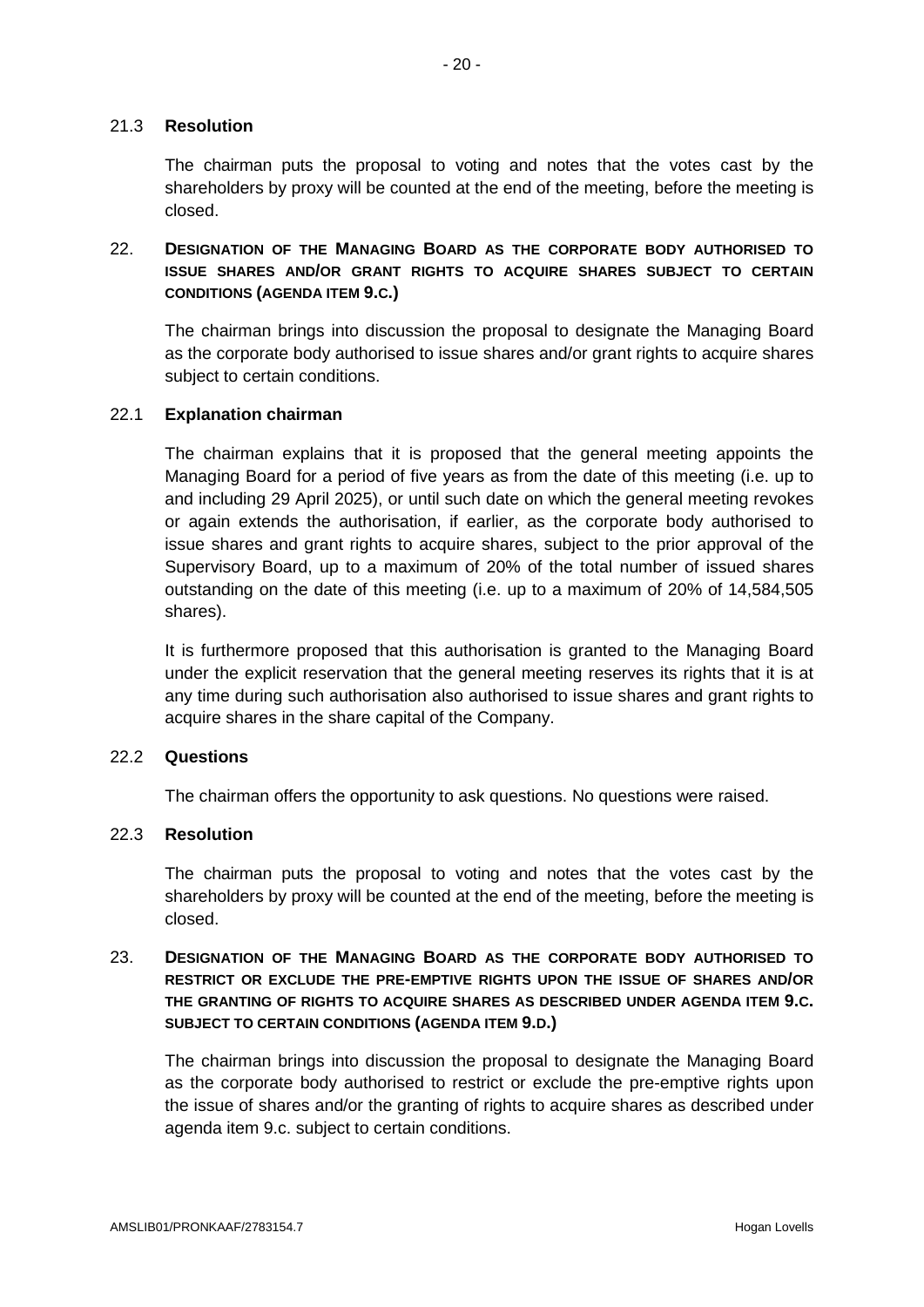### 21.3 Resolution

The chairman puts the proposal to voting and notes that the votes cast by the shareholders by proxy will be counted at the end of the meeting, before the meeting is closed.

## 22. DESIGNATION OF THE MANAGING BOARD AS THE CORPORATE BODY AUTHORISED TO ISSUE SHARES AND/OR GRANT RIGHTS TO ACQUIRE SHARES SUBJECT TO CERTAIN CONDITIONS (AGENDA ITEM 9.C.)

The chairman brings into discussion the proposal to designate the Managing Board as the corporate body authorised to issue shares and/or grant rights to acquire shares subject to certain conditions.

### 22.1 Explanation chairman

The chairman explains that it is proposed that the general meeting appoints the Managing Board for a period of five years as from the date of this meeting (i.e. up to and including 29 April 2025), or until such date on which the general meeting revokes or again extends the authorisation, if earlier, as the corporate body authorised to issue shares and grant rights to acquire shares, subject to the prior approval of the Supervisory Board, up to a maximum of 20% of the total number of issued shares outstanding on the date of this meeting (i.e. up to a maximum of 20% of 14,584,505 shares).

It is furthermore proposed that this authorisation is granted to the Managing Board under the explicit reservation that the general meeting reserves its rights that it is at any time during such authorisation also authorised to issue shares and grant rights to acquire shares in the share capital of the Company.

### 22.2 Questions

The chairman offers the opportunity to ask questions. No questions were raised.

### 22.3 Resolution

The chairman puts the proposal to voting and notes that the votes cast by the shareholders by proxy will be counted at the end of the meeting, before the meeting is closed.

## 23. DESIGNATION OF THE MANAGING BOARD AS THE CORPORATE BODY AUTHORISED TO RESTRICT OR EXCLUDE THE PRE-EMPTIVE RIGHTS UPON THE ISSUE OF SHARES AND/OR THE GRANTING OF RIGHTS TO ACQUIRE SHARES AS DESCRIBED UNDER AGENDA ITEM 9.C. SUBJECT TO CERTAIN CONDITIONS (AGENDA ITEM 9.D.)

The chairman brings into discussion the proposal to designate the Managing Board as the corporate body authorised to restrict or exclude the pre-emptive rights upon the issue of shares and/or the granting of rights to acquire shares as described under agenda item 9.c. subject to certain conditions.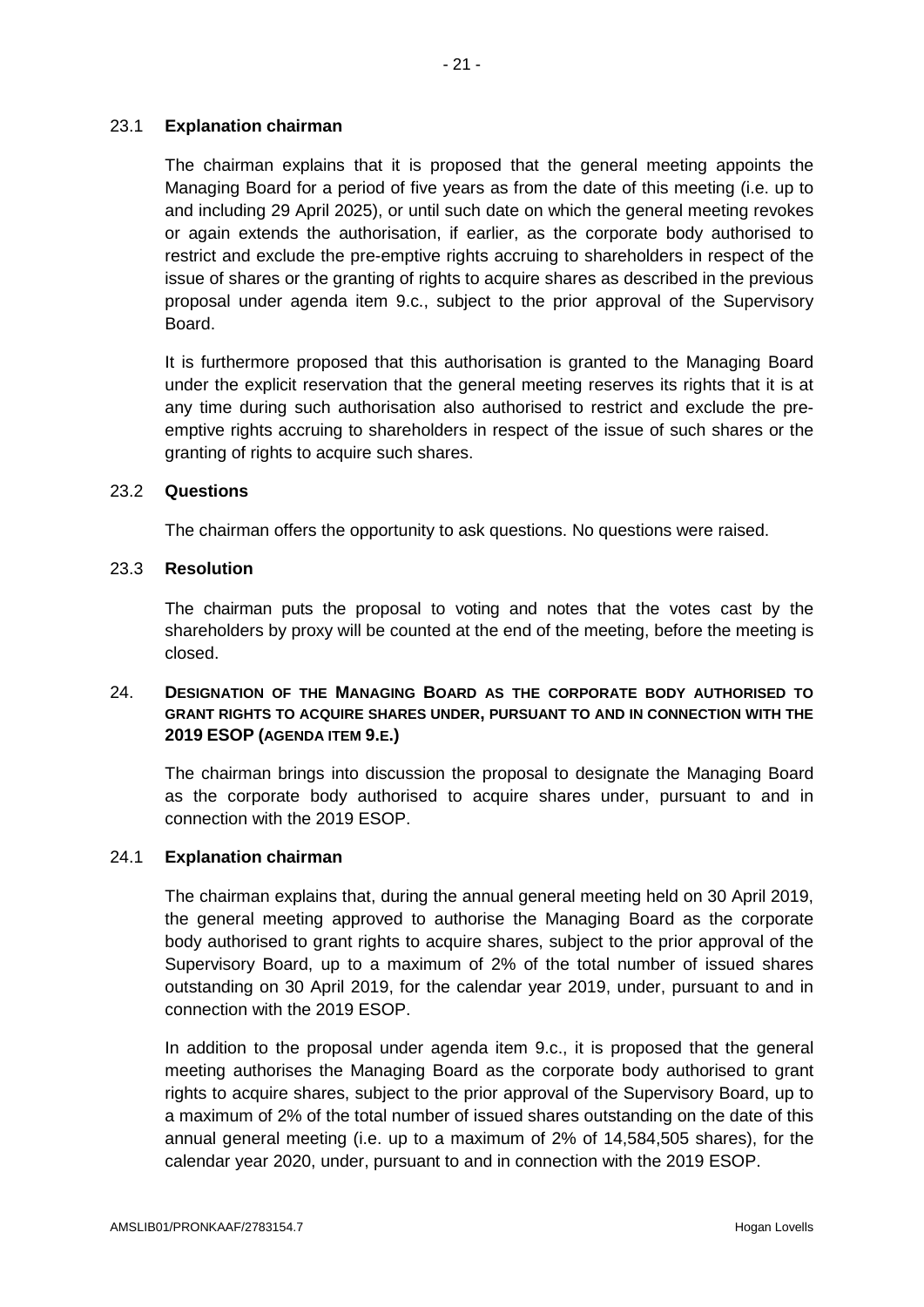### 23.1 Explanation chairman

The chairman explains that it is proposed that the general meeting appoints the Managing Board for a period of five years as from the date of this meeting (i.e. up to and including 29 April 2025), or until such date on which the general meeting revokes or again extends the authorisation, if earlier, as the corporate body authorised to restrict and exclude the pre-emptive rights accruing to shareholders in respect of the issue of shares or the granting of rights to acquire shares as described in the previous proposal under agenda item 9.c., subject to the prior approval of the Supervisory Board.

It is furthermore proposed that this authorisation is granted to the Managing Board under the explicit reservation that the general meeting reserves its rights that it is at any time during such authorisation also authorised to restrict and exclude the pre-emptive rights accruing to shareholders in respect of the issue of such shares or the granting of rights to acquire such shares.

### 23.2 Questions

The chairman offers the opportunity to ask questions. No questions were raised.

### 23.3 Resolution

The chairman puts the proposal to voting and notes that the votes cast by the shareholders by proxy will be counted at the end of the meeting, before the meeting is closed.

## 24. DESIGNATION OF THE MANAGING BOARD AS THE CORPORATE BODY AUTHORISED TO GRANT RIGHTS TO ACQUIRE SHARES UNDER, PURSUANT TO AND IN CONNECTION WITH THE 2019 ESOP (AGENDA ITEM 9.E.)

The chairman brings into discussion the proposal to designate the Managing Board as the corporate body authorised to acquire shares under, pursuant to and in connection with the 2019 ESOP.

### 24.1 Explanation chairman

The chairman explains that, during the annual general meeting held on 30 April 2019, the general meeting approved to authorise the Managing Board as the corporate body authorised to grant rights to acquire shares, subject to the prior approval of the Supervisory Board, up to a maximum of 2% of the total number of issued shares outstanding on 30 April 2019, for the calendar year 2019, under, pursuant to and in connection with the 2019 ESOP.

In addition to the proposal under agenda item 9.c., it is proposed that the general meeting authorises the Managing Board as the corporate body authorised to grant rights to acquire shares, subject to the prior approval of the Supervisory Board, up to a maximum of 2% of the total number of issued shares outstanding on the date of this annual general meeting (i.e. up to a maximum of 2% of 14,584,505 shares), for the calendar year 2020, under, pursuant to and in connection with the 2019 ESOP.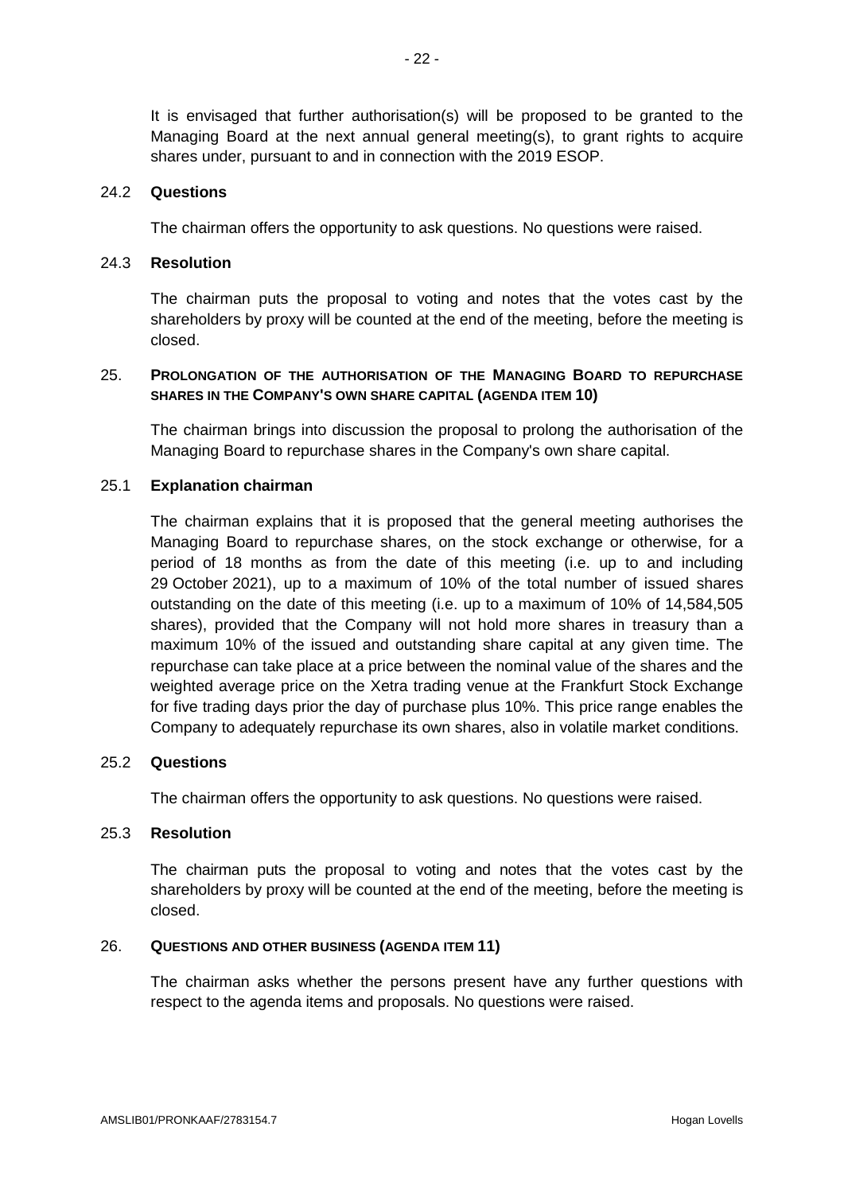It is envisaged that further authorisation(s) will be proposed to be granted to the Managing Board at the next annual general meeting(s), to grant rights to acquire shares under, pursuant to and in connection with the 2019 ESOP.

### 24.2 Questions

The chairman offers the opportunity to ask questions. No questions were raised.

### 24.3 Resolution

The chairman puts the proposal to voting and notes that the votes cast by the shareholders by proxy will be counted at the end of the meeting, before the meeting is closed.

## 25. PROLONGATION OF THE AUTHORISATION OF THE MANAGING BOARD TO REPURCHASE SHARES IN THE COMPANY'S OWN SHARE CAPITAL (AGENDA ITEM 10)

The chairman brings into discussion the proposal to prolong the authorisation of the Managing Board to repurchase shares in the Company's own share capital.

### 25.1 Explanation chairman

The chairman explains that it is proposed that the general meeting authorises the Managing Board to repurchase shares, on the stock exchange or otherwise, for a period of 18 months as from the date of this meeting (i.e. up to and including 29 October 2021), up to a maximum of 10% of the total number of issued shares outstanding on the date of this meeting (i.e. up to a maximum of 10% of 14,584,505 shares), provided that the Company will not hold more shares in treasury than a maximum 10% of the issued and outstanding share capital at any given time. The repurchase can take place at a price between the nominal value of the shares and the weighted average price on the Xetra trading venue at the Frankfurt Stock Exchange for five trading days prior the day of purchase plus 10%. This price range enables the Company to adequately repurchase its own shares, also in volatile market conditions.

### 25.2 Questions

The chairman offers the opportunity to ask questions. No questions were raised.

### 25.3 Resolution

The chairman puts the proposal to voting and notes that the votes cast by the shareholders by proxy will be counted at the end of the meeting, before the meeting is closed.

## 26. QUESTIONS AND OTHER BUSINESS (AGENDA ITEM 11)

The chairman asks whether the persons present have any further questions with respect to the agenda items and proposals. No questions were raised.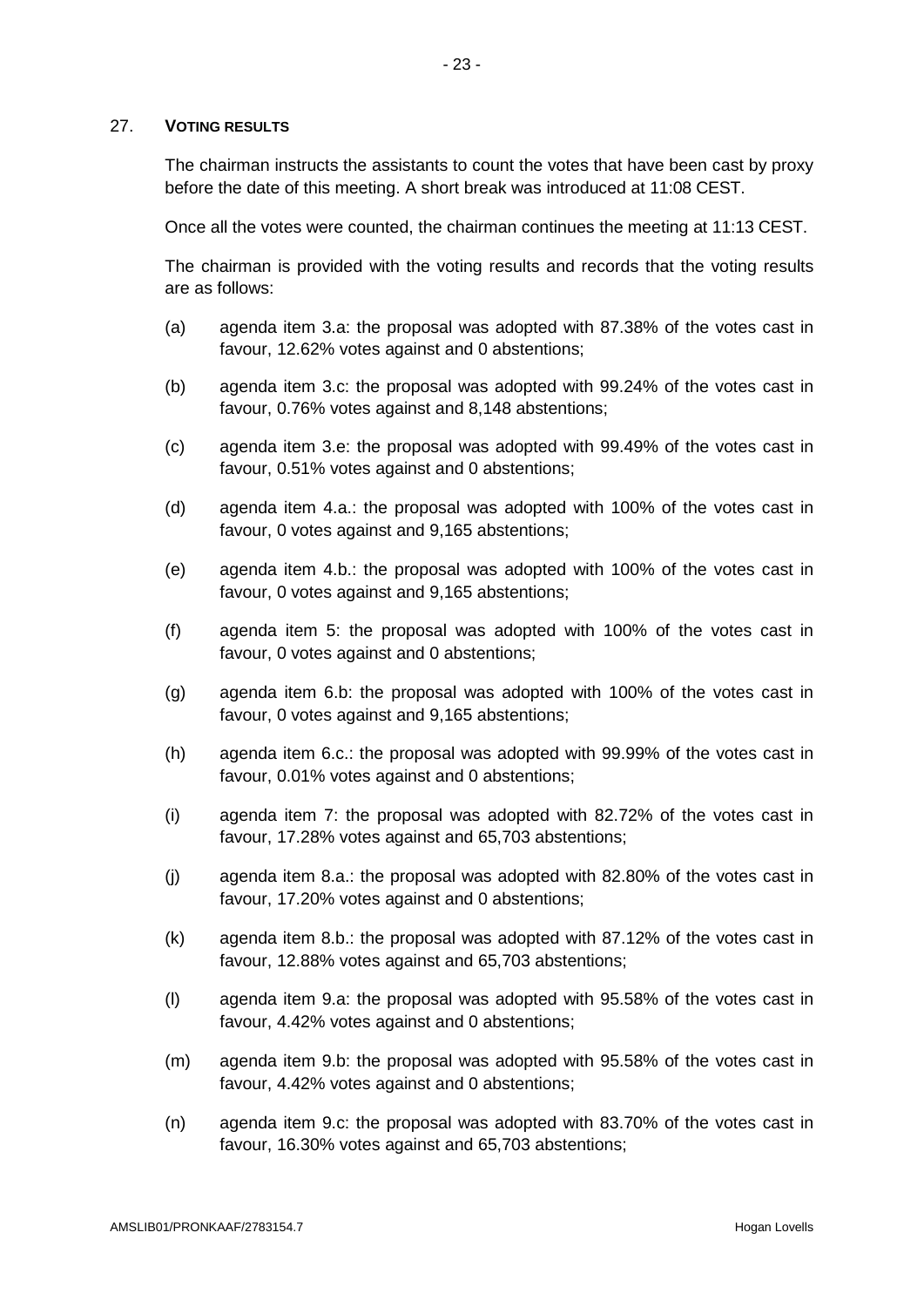## 27. VOTING RESULTS

The chairman instructs the assistants to count the votes that have been cast by proxy before the date of this meeting. A short break was introduced at 11:08 CEST.

Once all the votes were counted, the chairman continues the meeting at 11:13 CEST.

The chairman is provided with the voting results and records that the voting results are as follows:

(a) agenda item 3.a: the proposal was adopted with 87.38% of the votes cast in favour, 12.62% votes against and 0 abstentions;

(b) agenda item 3.c: the proposal was adopted with 99.24% of the votes cast in favour, 0.76% votes against and 8,148 abstentions;

(c) agenda item 3.e: the proposal was adopted with 99.49% of the votes cast in favour, 0.51% votes against and 0 abstentions;

(d) agenda item 4.a.: the proposal was adopted with 100% of the votes cast in favour, 0 votes against and 9,165 abstentions;

(e) agenda item 4.b.: the proposal was adopted with 100% of the votes cast in favour, 0 votes against and 9,165 abstentions;

(f) agenda item 5: the proposal was adopted with 100% of the votes cast in favour, 0 votes against and 0 abstentions;

(g) agenda item 6.b: the proposal was adopted with 100% of the votes cast in favour, 0 votes against and 9,165 abstentions;

(h) agenda item 6.c.: the proposal was adopted with 99.99% of the votes cast in favour, 0.01% votes against and 0 abstentions;

(i) agenda item 7: the proposal was adopted with 82.72% of the votes cast in favour, 17.28% votes against and 65,703 abstentions;

(j) agenda item 8.a.: the proposal was adopted with 82.80% of the votes cast in favour, 17.20% votes against and 0 abstentions;

(k) agenda item 8.b.: the proposal was adopted with 87.12% of the votes cast in favour, 12.88% votes against and 65,703 abstentions;

(l) agenda item 9.a: the proposal was adopted with 95.58% of the votes cast in favour, 4.42% votes against and 0 abstentions;

(m) agenda item 9.b: the proposal was adopted with 95.58% of the votes cast in favour, 4.42% votes against and 0 abstentions;

(n) agenda item 9.c: the proposal was adopted with 83.70% of the votes cast in favour, 16.30% votes against and 65,703 abstentions;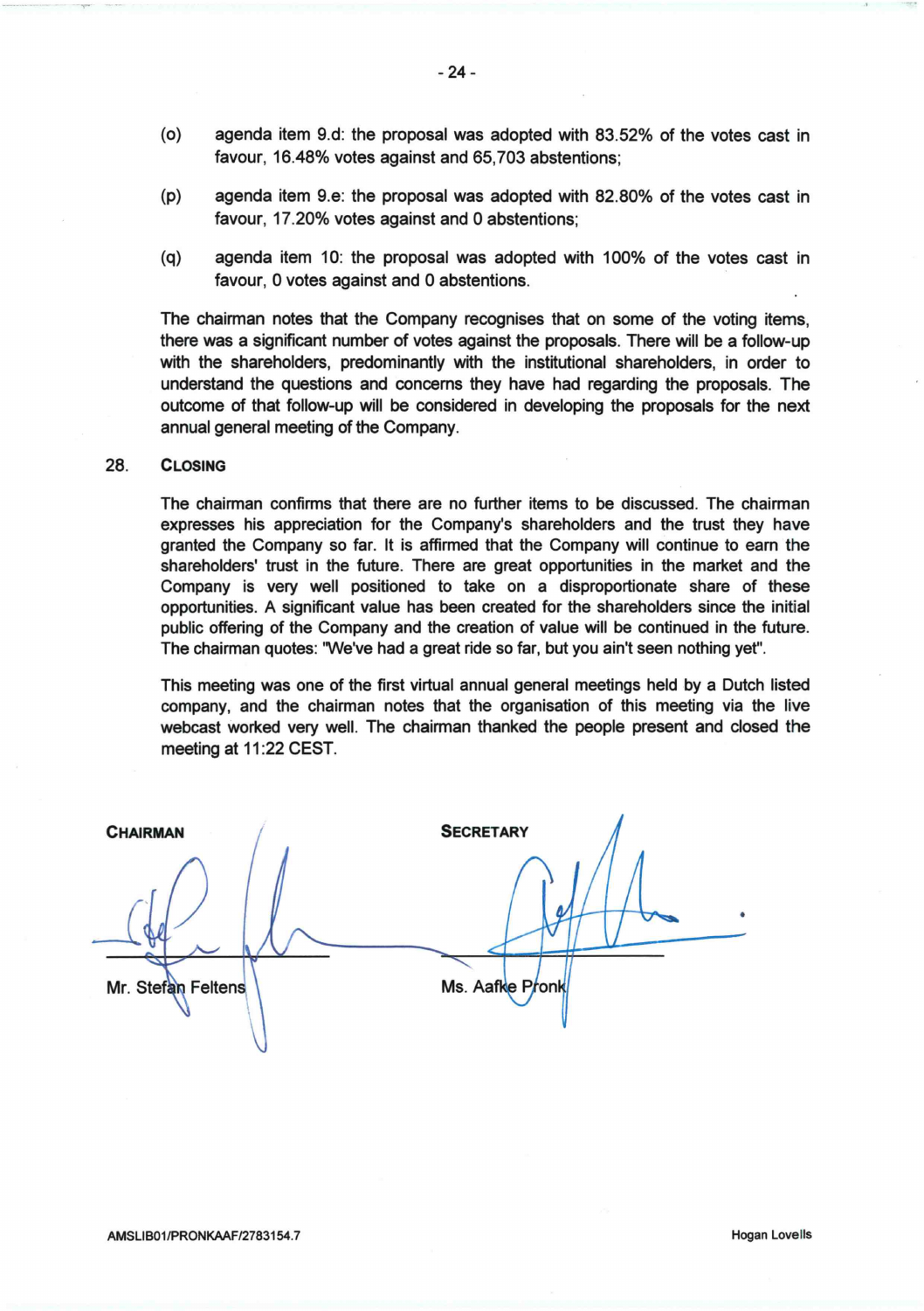(o) agenda item 9.d: the proposal was adopted with 83.52% of the votes cast in favour, 16.48% votes against and 65,703 abstentions;

(p) agenda item 9.e: the proposal was adopted with 82.80% of the votes cast in favour, 17.20% votes against and 0 abstentions;

(q) agenda item 10: the proposal was adopted with 100% of the votes cast in favour, 0 votes against and 0 abstentions.

The chairman notes that the Company recognises that on some of the voting items, there was a significant number of votes against the proposals. There will be a follow-up with the shareholders, predominantly with the institutional shareholders, in order to understand the questions and concerns they have had regarding the proposals. The outcome of that follow-up will be considered in developing the proposals for the next annual general meeting of the Company.

## 28. CLOSING

The chairman confirms that there are no further items to be discussed. The chairman expresses his appreciation for the Company's shareholders and the trust they have granted the Company so far. It is affirmed that the Company will continue to earn the shareholders' trust in the future. There are great opportunities in the market and the Company is very well positioned to take on a disproportionate share of these opportunities. A significant value has been created for the shareholders since the initial public offering of the Company and the creation of value will be continued in the future. The chairman quotes: "We've had a great ride so far, but you ain't seen nothing yet".

This meeting was one of the first virtual annual general meetings held by a Dutch listed company, and the chairman notes that the organisation of this meeting via the live webcast worked very well. The chairman thanked the people present and closed the meeting at 11:22 CEST.

| | |
|---|---|
| **CHAIRMAN** | **SECRETARY** |
| Mr. Stefan Feltens | Ms. Aafke Pronk |

AMSLIB01/PRONKAAF/2783154.7

Hogan Lovells